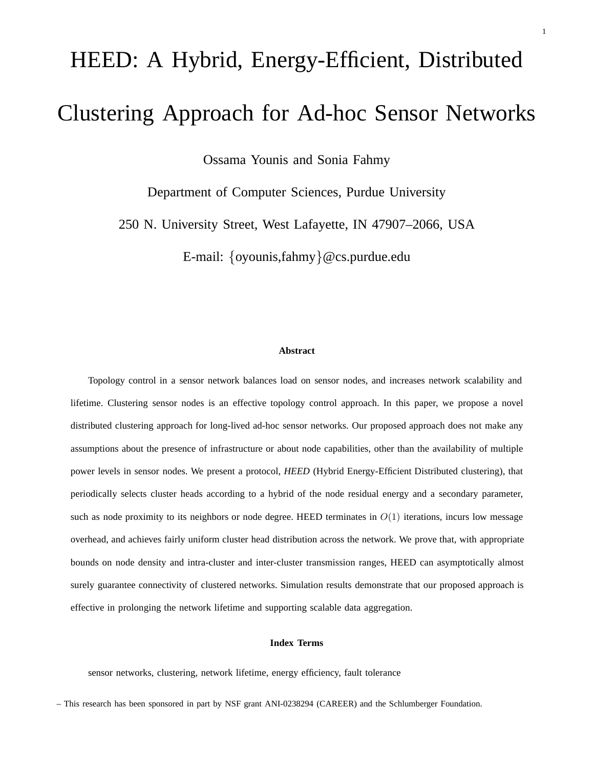# HEED: A Hybrid, Energy-Efficient, Distributed Clustering Approach for Ad-hoc Sensor Networks

Ossama Younis and Sonia Fahmy

Department of Computer Sciences, Purdue University

250 N. University Street, West Lafayette, IN 47907–2066, USA

E-mail: {oyounis,fahmy}@cs.purdue.edu

### Abstract

Topology control in a sensor network balances load on sensor nodes, and increases network scalability and lifetime. Clustering sensor nodes is an effective topology control approach. In this paper, we propose a novel distributed clustering approach for long-lived ad-hoc sensor networks. Our proposed approach does not make any assumptions about the presence of infrastructure or about node capabilities, other than the availability of multiple power levels in sensor nodes. We present a protocol, *HEED* (Hybrid Energy-Efficient Distributed clustering), that periodically selects cluster heads according to a hybrid of the node residual energy and a secondary parameter, such as node proximity to its neighbors or node degree. HEED terminates in $O(1)$ iterations, incurs low message overhead, and achieves fairly uniform cluster head distribution across the network. We prove that, with appropriate bounds on node density and intra-cluster and inter-cluster transmission ranges, HEED can asymptotically almost surely guarantee connectivity of clustered networks. Simulation results demonstrate that our proposed approach is effective in prolonging the network lifetime and supporting scalable data aggregation.

### Index Terms

sensor networks, clustering, network lifetime, energy efficiency, fault tolerance

– This research has been sponsored in part by NSF grant ANI-0238294 (CAREER) and the Schlumberger Foundation.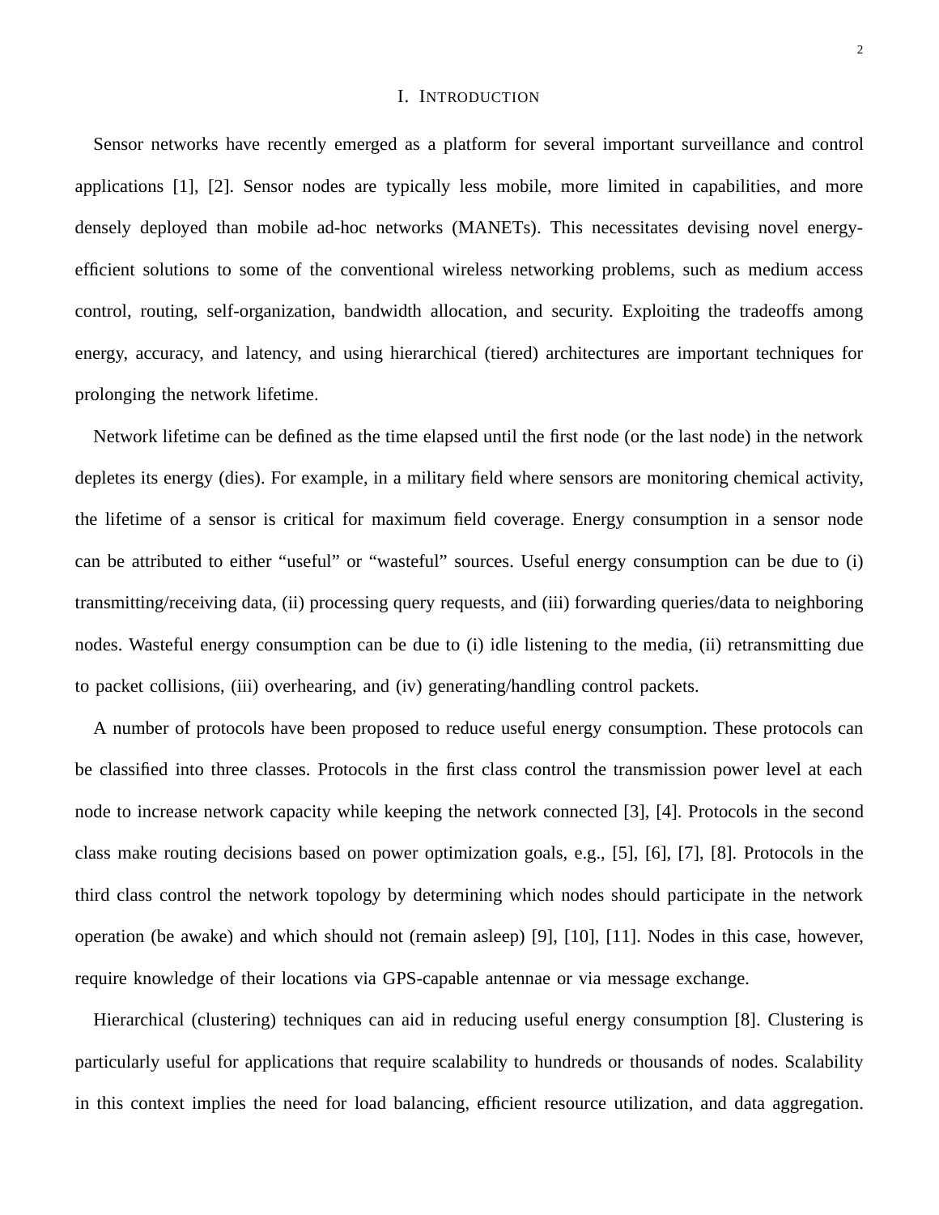# I. Introduction

Sensor networks have recently emerged as a platform for several important surveillance and control applications [1], [2]. Sensor nodes are typically less mobile, more limited in capabilities, and more densely deployed than mobile ad-hoc networks (MANETs). This necessitates devising novel energy-efficient solutions to some of the conventional wireless networking problems, such as medium access control, routing, self-organization, bandwidth allocation, and security. Exploiting the tradeoffs among energy, accuracy, and latency, and using hierarchical (tiered) architectures are important techniques for prolonging the network lifetime.

Network lifetime can be defined as the time elapsed until the first node (or the last node) in the network depletes its energy (dies). For example, in a military field where sensors are monitoring chemical activity, the lifetime of a sensor is critical for maximum field coverage. Energy consumption in a sensor node can be attributed to either "useful" or "wasteful" sources. Useful energy consumption can be due to (i) transmitting/receiving data, (ii) processing query requests, and (iii) forwarding queries/data to neighboring nodes. Wasteful energy consumption can be due to (i) idle listening to the media, (ii) retransmitting due to packet collisions, (iii) overhearing, and (iv) generating/handling control packets.

A number of protocols have been proposed to reduce useful energy consumption. These protocols can be classified into three classes. Protocols in the first class control the transmission power level at each node to increase network capacity while keeping the network connected [3], [4]. Protocols in the second class make routing decisions based on power optimization goals, e.g., [5], [6], [7], [8]. Protocols in the third class control the network topology by determining which nodes should participate in the network operation (be awake) and which should not (remain asleep) [9], [10], [11]. Nodes in this case, however, require knowledge of their locations via GPS-capable antennae or via message exchange.

Hierarchical (clustering) techniques can aid in reducing useful energy consumption [8]. Clustering is particularly useful for applications that require scalability to hundreds or thousands of nodes. Scalability in this context implies the need for load balancing, efficient resource utilization, and data aggregation.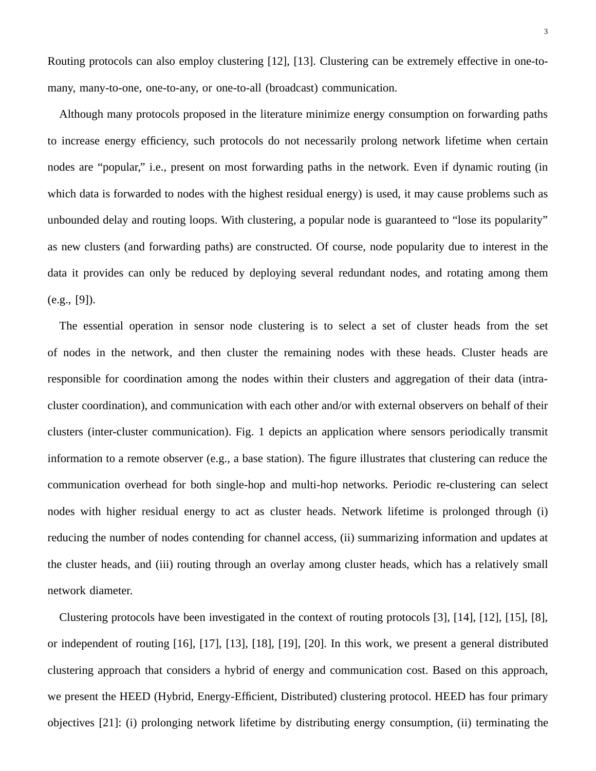Routing protocols can also employ clustering [12], [13]. Clustering can be extremely effective in one-to-many, many-to-one, one-to-any, or one-to-all (broadcast) communication.

Although many protocols proposed in the literature minimize energy consumption on forwarding paths to increase energy efficiency, such protocols do not necessarily prolong network lifetime when certain nodes are "popular," i.e., present on most forwarding paths in the network. Even if dynamic routing (in which data is forwarded to nodes with the highest residual energy) is used, it may cause problems such as unbounded delay and routing loops. With clustering, a popular node is guaranteed to "lose its popularity" as new clusters (and forwarding paths) are constructed. Of course, node popularity due to interest in the data it provides can only be reduced by deploying several redundant nodes, and rotating among them (e.g., [9]).

The essential operation in sensor node clustering is to select a set of cluster heads from the set of nodes in the network, and then cluster the remaining nodes with these heads. Cluster heads are responsible for coordination among the nodes within their clusters and aggregation of their data (intra-cluster coordination), and communication with each other and/or with external observers on behalf of their clusters (inter-cluster communication). Fig. 1 depicts an application where sensors periodically transmit information to a remote observer (e.g., a base station). The figure illustrates that clustering can reduce the communication overhead for both single-hop and multi-hop networks. Periodic re-clustering can select nodes with higher residual energy to act as cluster heads. Network lifetime is prolonged through (i) reducing the number of nodes contending for channel access, (ii) summarizing information and updates at the cluster heads, and (iii) routing through an overlay among cluster heads, which has a relatively small network diameter.

Clustering protocols have been investigated in the context of routing protocols [3], [14], [12], [15], [8], or independent of routing [16], [17], [13], [18], [19], [20]. In this work, we present a general distributed clustering approach that considers a hybrid of energy and communication cost. Based on this approach, we present the HEED (Hybrid, Energy-Efficient, Distributed) clustering protocol. HEED has four primary objectives [21]: (i) prolonging network lifetime by distributing energy consumption, (ii) terminating the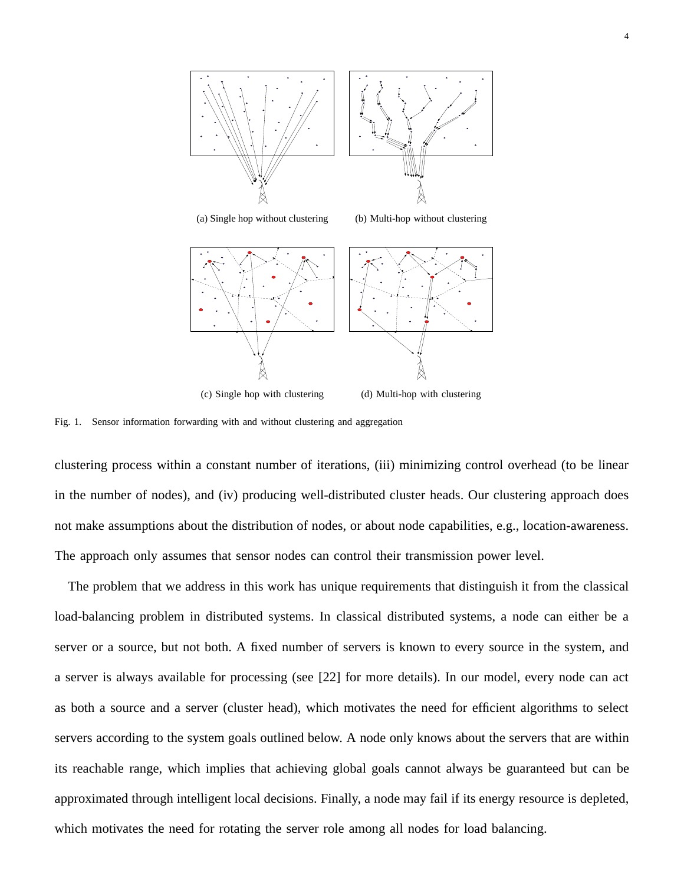(a) Single hop without clustering

(b) Multi-hop without clustering

(c) Single hop with clustering

(d) Multi-hop with clustering

Fig. 1. Sensor information forwarding with and without clustering and aggregation

clustering process within a constant number of iterations, (iii) minimizing control overhead (to be linear in the number of nodes), and (iv) producing well-distributed cluster heads. Our clustering approach does not make assumptions about the distribution of nodes, or about node capabilities, e.g., location-awareness. The approach only assumes that sensor nodes can control their transmission power level.

The problem that we address in this work has unique requirements that distinguish it from the classical load-balancing problem in distributed systems. In classical distributed systems, a node can either be a server or a source, but not both. A fixed number of servers is known to every source in the system, and a server is always available for processing (see [22] for more details). In our model, every node can act as both a source and a server (cluster head), which motivates the need for efficient algorithms to select servers according to the system goals outlined below. A node only knows about the servers that are within its reachable range, which implies that achieving global goals cannot always be guaranteed but can be approximated through intelligent local decisions. Finally, a node may fail if its energy resource is depleted, which motivates the need for rotating the server role among all nodes for load balancing.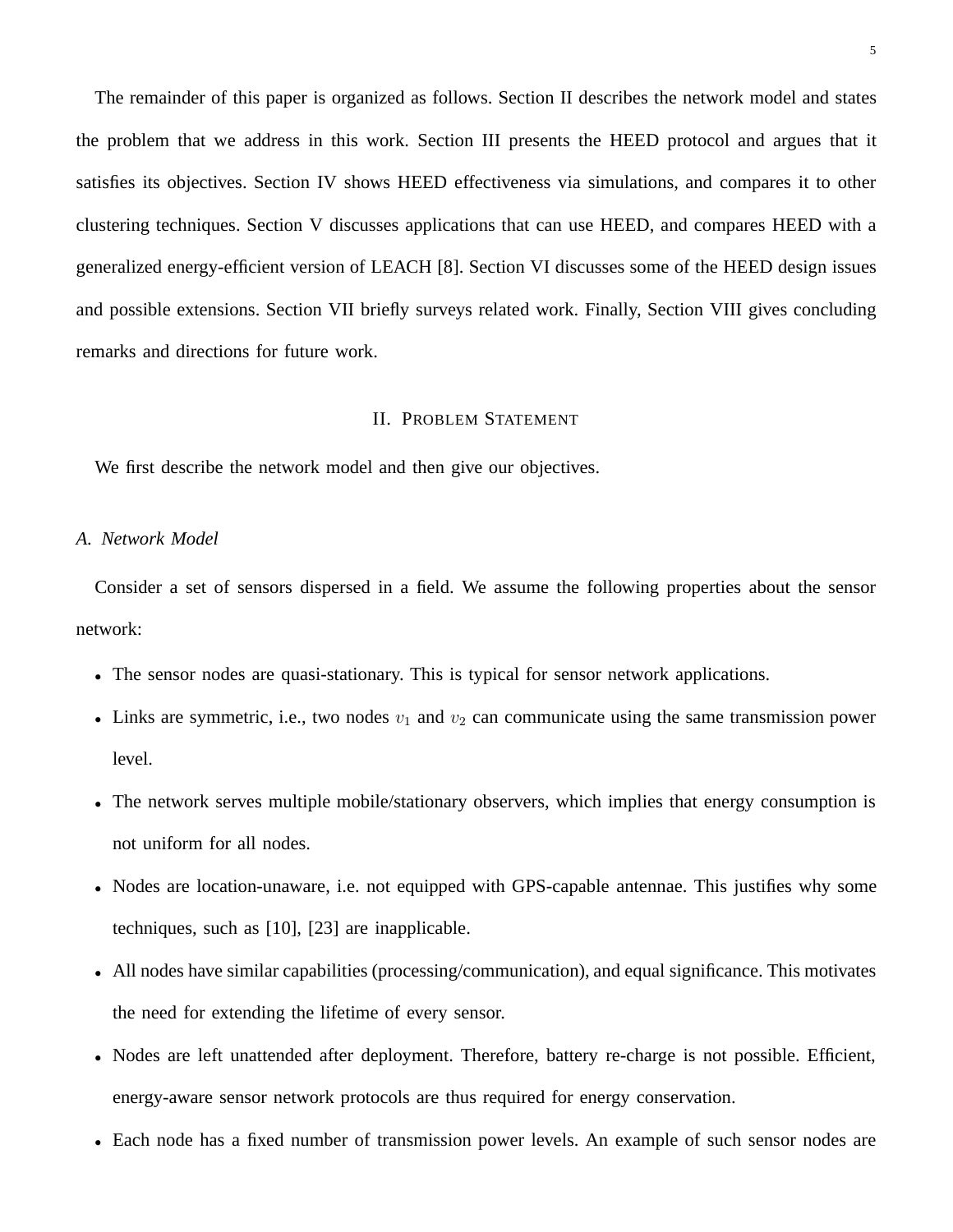The remainder of this paper is organized as follows. Section II describes the network model and states the problem that we address in this work. Section III presents the HEED protocol and argues that it satisfies its objectives. Section IV shows HEED effectiveness via simulations, and compares it to other clustering techniques. Section V discusses applications that can use HEED, and compares HEED with a generalized energy-efficient version of LEACH [8]. Section VI discusses some of the HEED design issues and possible extensions. Section VII briefly surveys related work. Finally, Section VIII gives concluding remarks and directions for future work.

## II. Problem Statement

We first describe the network model and then give our objectives.

### A. Network Model

Consider a set of sensors dispersed in a field. We assume the following properties about the sensor network:

- The sensor nodes are quasi-stationary. This is typical for sensor network applications.
- Links are symmetric, i.e., two nodes $v_1$ and $v_2$ can communicate using the same transmission power level.
- The network serves multiple mobile/stationary observers, which implies that energy consumption is not uniform for all nodes.
- Nodes are location-unaware, i.e. not equipped with GPS-capable antennae. This justifies why some techniques, such as [10], [23] are inapplicable.
- All nodes have similar capabilities (processing/communication), and equal significance. This motivates the need for extending the lifetime of every sensor.
- Nodes are left unattended after deployment. Therefore, battery re-charge is not possible. Efficient, energy-aware sensor network protocols are thus required for energy conservation.
- Each node has a fixed number of transmission power levels. An example of such sensor nodes are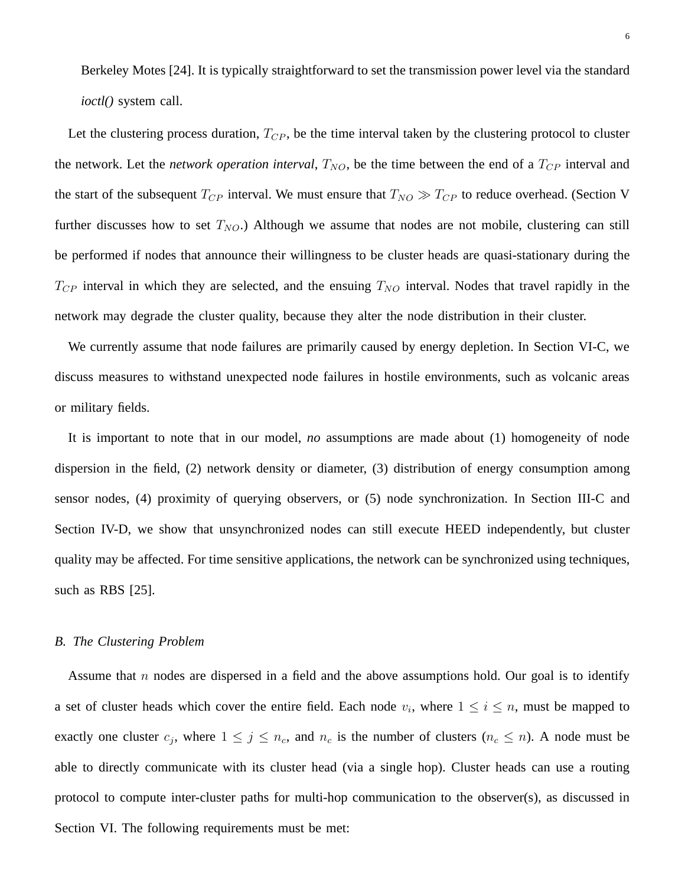Berkeley Motes [24]. It is typically straightforward to set the transmission power level via the standard *ioctl()* system call.

Let the clustering process duration, $T_{CP}$, be the time interval taken by the clustering protocol to cluster the network. Let the ***network operation interval***, $T_{NO}$, be the time between the end of a $T_{CP}$ interval and the start of the subsequent $T_{CP}$ interval. We must ensure that $T_{NO} \gg T_{CP}$ to reduce overhead. (Section V further discusses how to set $T_{NO}$.) Although we assume that nodes are not mobile, clustering can still be performed if nodes that announce their willingness to be cluster heads are quasi-stationary during the $T_{CP}$ interval in which they are selected, and the ensuing $T_{NO}$ interval. Nodes that travel rapidly in the network may degrade the cluster quality, because they alter the node distribution in their cluster.

We currently assume that node failures are primarily caused by energy depletion. In Section VI-C, we discuss measures to withstand unexpected node failures in hostile environments, such as volcanic areas or military fields.

It is important to note that in our model, ***no*** assumptions are made about (1) homogeneity of node dispersion in the field, (2) network density or diameter, (3) distribution of energy consumption among sensor nodes, (4) proximity of querying observers, or (5) node synchronization. In Section III-C and Section IV-D, we show that unsynchronized nodes can still execute HEED independently, but cluster quality may be affected. For time sensitive applications, the network can be synchronized using techniques, such as RBS [25].

### *B. The Clustering Problem*

Assume that $n$ nodes are dispersed in a field and the above assumptions hold. Our goal is to identify a set of cluster heads which cover the entire field. Each node $v_i$, where $1 \leq i \leq n$, must be mapped to exactly one cluster $c_j$, where $1 \leq j \leq n_c$, and $n_c$ is the number of clusters ($n_c \leq n$). A node must be able to directly communicate with its cluster head (via a single hop). Cluster heads can use a routing protocol to compute inter-cluster paths for multi-hop communication to the observer(s), as discussed in Section VI. The following requirements must be met: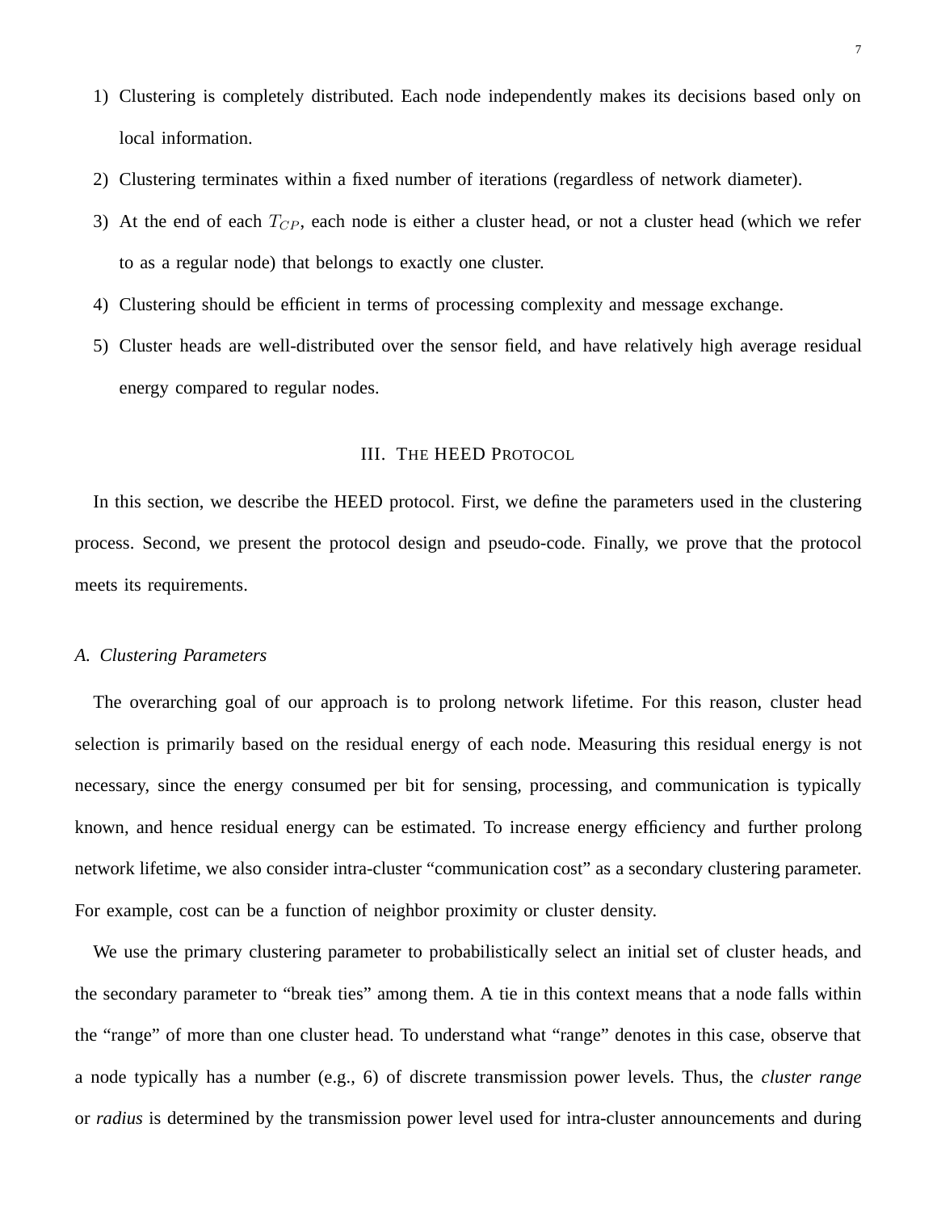1) Clustering is completely distributed. Each node independently makes its decisions based only on local information.
2) Clustering terminates within a fixed number of iterations (regardless of network diameter).
3) At the end of each $T_{CP}$, each node is either a cluster head, or not a cluster head (which we refer to as a regular node) that belongs to exactly one cluster.
4) Clustering should be efficient in terms of processing complexity and message exchange.
5) Cluster heads are well-distributed over the sensor field, and have relatively high average residual energy compared to regular nodes.

## III. The HEED Protocol

In this section, we describe the HEED protocol. First, we define the parameters used in the clustering process. Second, we present the protocol design and pseudo-code. Finally, we prove that the protocol meets its requirements.

### A. Clustering Parameters

The overarching goal of our approach is to prolong network lifetime. For this reason, cluster head selection is primarily based on the residual energy of each node. Measuring this residual energy is not necessary, since the energy consumed per bit for sensing, processing, and communication is typically known, and hence residual energy can be estimated. To increase energy efficiency and further prolong network lifetime, we also consider intra-cluster "communication cost" as a secondary clustering parameter. For example, cost can be a function of neighbor proximity or cluster density.

We use the primary clustering parameter to probabilistically select an initial set of cluster heads, and the secondary parameter to "break ties" among them. A tie in this context means that a node falls within the "range" of more than one cluster head. To understand what "range" denotes in this case, observe that a node typically has a number (e.g., 6) of discrete transmission power levels. Thus, the *cluster range* or *radius* is determined by the transmission power level used for intra-cluster announcements and during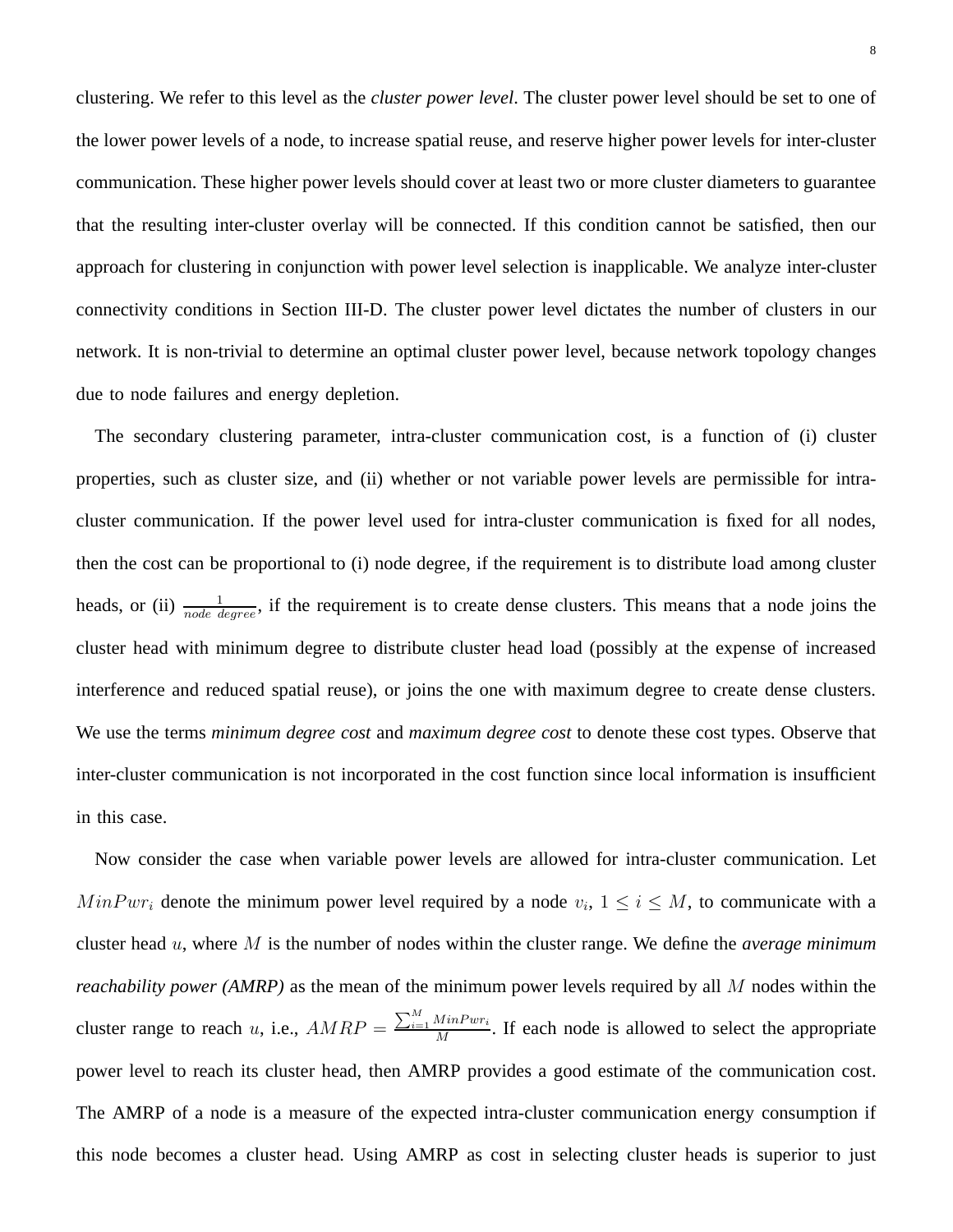clustering. We refer to this level as the *cluster power level*. The cluster power level should be set to one of the lower power levels of a node, to increase spatial reuse, and reserve higher power levels for inter-cluster communication. These higher power levels should cover at least two or more cluster diameters to guarantee that the resulting inter-cluster overlay will be connected. If this condition cannot be satisfied, then our approach for clustering in conjunction with power level selection is inapplicable. We analyze inter-cluster connectivity conditions in Section III-D. The cluster power level dictates the number of clusters in our network. It is non-trivial to determine an optimal cluster power level, because network topology changes due to node failures and energy depletion.

The secondary clustering parameter, intra-cluster communication cost, is a function of (i) cluster properties, such as cluster size, and (ii) whether or not variable power levels are permissible for intra-cluster communication. If the power level used for intra-cluster communication is fixed for all nodes, then the cost can be proportional to (i) node degree, if the requirement is to distribute load among cluster heads, or (ii) $\frac{1}{node\ degree}$, if the requirement is to create dense clusters. This means that a node joins the cluster head with minimum degree to distribute cluster head load (possibly at the expense of increased interference and reduced spatial reuse), or joins the one with maximum degree to create dense clusters. We use the terms *minimum degree cost* and *maximum degree cost* to denote these cost types. Observe that inter-cluster communication is not incorporated in the cost function since local information is insufficient in this case.

Now consider the case when variable power levels are allowed for intra-cluster communication. Let $MinPwr_i$ denote the minimum power level required by a node $v_i$, $1 \leq i \leq M$, to communicate with a cluster head $u$, where $M$ is the number of nodes within the cluster range. We define the *average minimum reachability power (AMRP)* as the mean of the minimum power levels required by all $M$ nodes within the cluster range to reach $u$, i.e., $AMRP = \frac{\sum_{i=1}^{M} MinPwr_i}{M}$. If each node is allowed to select the appropriate power level to reach its cluster head, then AMRP provides a good estimate of the communication cost. The AMRP of a node is a measure of the expected intra-cluster communication energy consumption if this node becomes a cluster head. Using AMRP as cost in selecting cluster heads is superior to just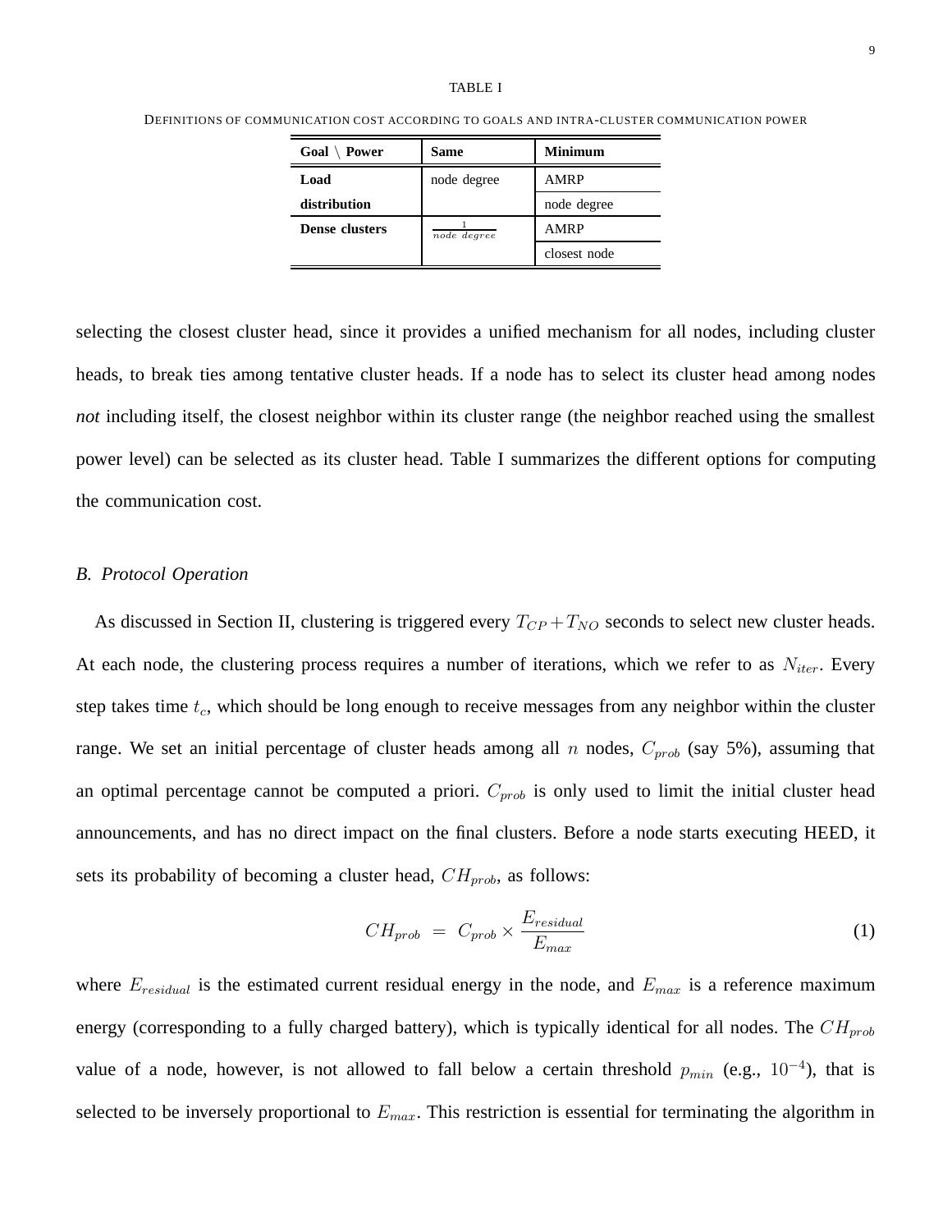TABLE I

DEFINITIONS OF COMMUNICATION COST ACCORDING TO GOALS AND INTRA-CLUSTER COMMUNICATION POWER

| Goal \ Power | Same | Minimum |
|---|---|---|
| **Load distribution** | node degree | AMRP |
| | | node degree |
| **Dense clusters** | $\frac{1}{node\ degree}$ | AMRP |
| | | closest node |

selecting the closest cluster head, since it provides a unified mechanism for all nodes, including cluster heads, to break ties among tentative cluster heads. If a node has to select its cluster head among nodes *not* including itself, the closest neighbor within its cluster range (the neighbor reached using the smallest power level) can be selected as its cluster head. Table I summarizes the different options for computing the communication cost.

### *B. Protocol Operation*

As discussed in Section II, clustering is triggered every $T_{CP}+T_{NO}$ seconds to select new cluster heads. At each node, the clustering process requires a number of iterations, which we refer to as $N_{iter}$. Every step takes time $t_c$, which should be long enough to receive messages from any neighbor within the cluster range. We set an initial percentage of cluster heads among all $n$ nodes, $C_{prob}$ (say 5%), assuming that an optimal percentage cannot be computed a priori. $C_{prob}$ is only used to limit the initial cluster head announcements, and has no direct impact on the final clusters. Before a node starts executing HEED, it sets its probability of becoming a cluster head, $CH_{prob}$, as follows:

$$CH_{prob} \ = \ C_{prob} \times \frac{E_{residual}}{E_{max}} \tag{1}$$

where $E_{residual}$ is the estimated current residual energy in the node, and $E_{max}$ is a reference maximum energy (corresponding to a fully charged battery), which is typically identical for all nodes. The $CH_{prob}$ value of a node, however, is not allowed to fall below a certain threshold $p_{min}$ (e.g., $10^{-4}$), that is selected to be inversely proportional to $E_{max}$. This restriction is essential for terminating the algorithm in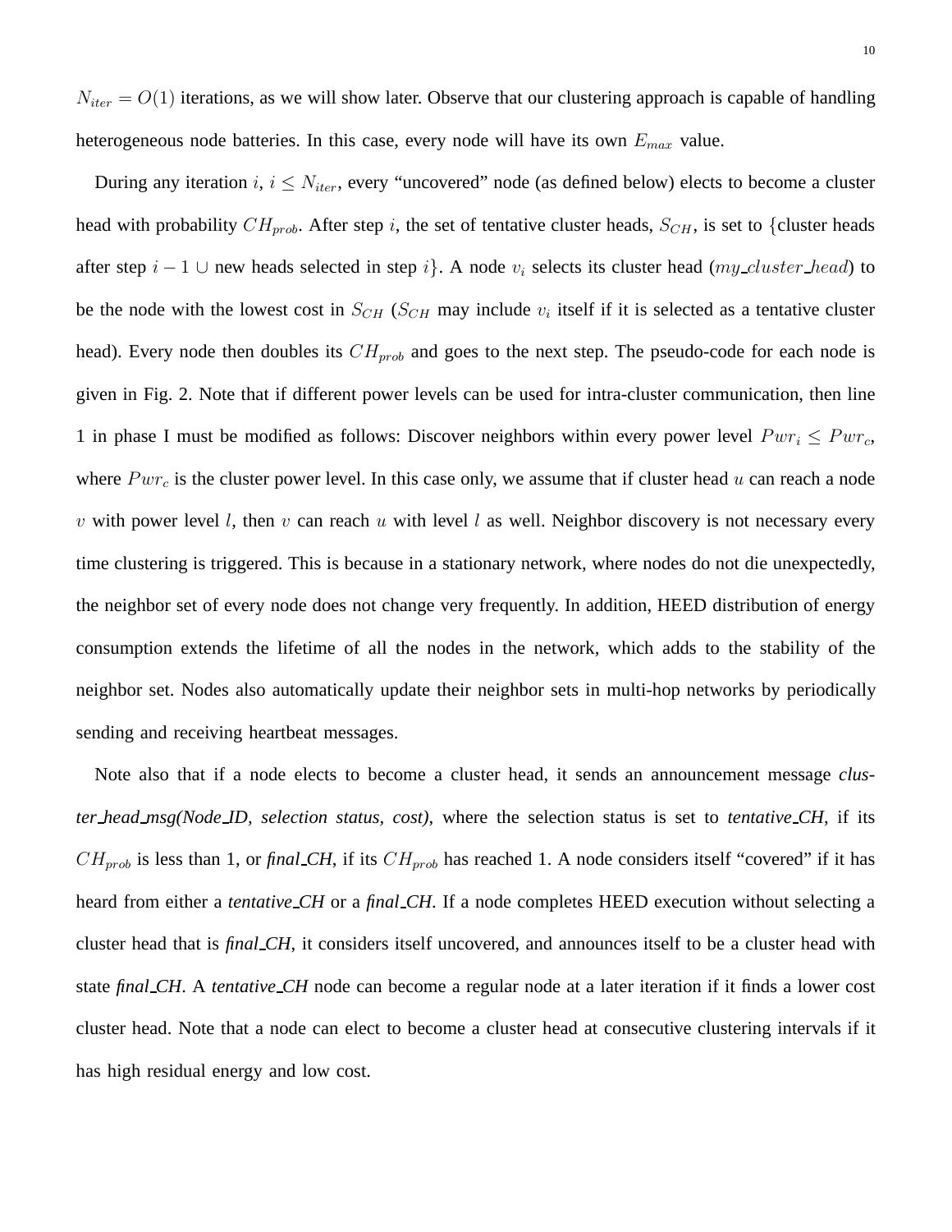$N_{iter} = O(1)$ iterations, as we will show later. Observe that our clustering approach is capable of handling heterogeneous node batteries. In this case, every node will have its own $E_{max}$ value.

During any iteration $i$, $i \leq N_{iter}$, every "uncovered" node (as defined below) elects to become a cluster head with probability $CH_{prob}$. After step $i$, the set of tentative cluster heads, $S_{CH}$, is set to $\{$cluster heads after step $i-1 \cup$ new heads selected in step $i\}$. A node $v_i$ selects its cluster head ($my\_cluster\_head$) to be the node with the lowest cost in $S_{CH}$ ($S_{CH}$ may include $v_i$ itself if it is selected as a tentative cluster head). Every node then doubles its $CH_{prob}$ and goes to the next step. The pseudo-code for each node is given in Fig. 2. Note that if different power levels can be used for intra-cluster communication, then line 1 in phase I must be modified as follows: Discover neighbors within every power level $Pwr_i \leq Pwr_c$, where $Pwr_c$ is the cluster power level. In this case only, we assume that if cluster head $u$ can reach a node $v$ with power level $l$, then $v$ can reach $u$ with level $l$ as well. Neighbor discovery is not necessary every time clustering is triggered. This is because in a stationary network, where nodes do not die unexpectedly, the neighbor set of every node does not change very frequently. In addition, HEED distribution of energy consumption extends the lifetime of all the nodes in the network, which adds to the stability of the neighbor set. Nodes also automatically update their neighbor sets in multi-hop networks by periodically sending and receiving heartbeat messages.

Note also that if a node elects to become a cluster head, it sends an announcement message *cluster_head_msg(Node_ID, selection status, cost)*, where the selection status is set to *tentative_CH*, if its $CH_{prob}$ is less than 1, or *final_CH*, if its $CH_{prob}$ has reached 1. A node considers itself "covered" if it has heard from either a *tentative_CH* or a *final_CH*. If a node completes HEED execution without selecting a cluster head that is *final_CH*, it considers itself uncovered, and announces itself to be a cluster head with state *final_CH*. A *tentative_CH* node can become a regular node at a later iteration if it finds a lower cost cluster head. Note that a node can elect to become a cluster head at consecutive clustering intervals if it has high residual energy and low cost.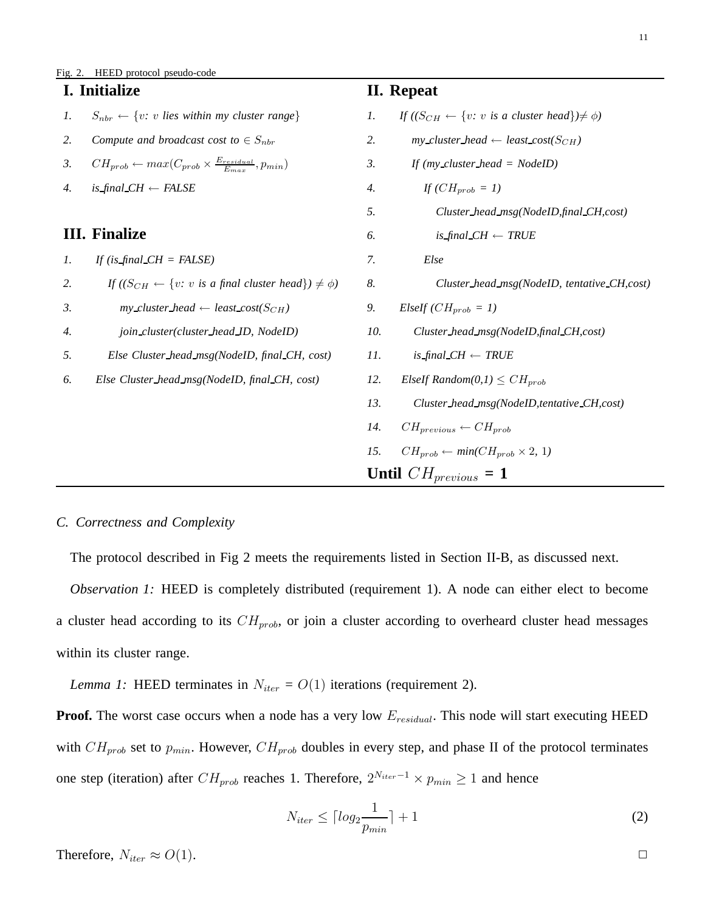Fig. 2. HEED protocol pseudo-code

```
I. Initialize
1. S_nbr ← {v: v lies within my cluster range}
2. Compute and broadcast cost to ∈ S_nbr
3. CH_prob ← max(C_prob × E_residual/E_max, p_min)
4. is_final_CH ← FALSE

II. Repeat
1.  If ((S_CH ← {v: v is a cluster head}) ≠ φ)
2.     my_cluster_head ← least_cost(S_CH)
3.     If (my_cluster_head = NodeID)
4.        If (CH_prob = 1)
5.           Cluster_head_msg(NodeID,final_CH,cost)
6.           is_final_CH ← TRUE
7.        Else
8.           Cluster_head_msg(NodeID, tentative_CH,cost)
9.  ElseIf (CH_prob = 1)
10.    Cluster_head_msg(NodeID,final_CH,cost)
11.    is_final_CH ← TRUE
12. ElseIf Random(0,1) ≤ CH_prob
13.    Cluster_head_msg(NodeID,tentative_CH,cost)
14. CH_previous ← CH_prob
15. CH_prob ← min(CH_prob × 2, 1)
Until CH_previous = 1

III. Finalize
1. If (is_final_CH = FALSE)
2.    If ((S_CH ← {v: v is a final cluster head}) ≠ φ)
3.       my_cluster_head ← least_cost(S_CH)
4.       join_cluster(cluster_head_ID, NodeID)
5.    Else Cluster_head_msg(NodeID, final_CH, cost)
6. Else Cluster_head_msg(NodeID, final_CH, cost)
```

### C. Correctness and Complexity

The protocol described in Fig 2 meets the requirements listed in Section II-B, as discussed next.

*Observation 1:* HEED is completely distributed (requirement 1). A node can either elect to become a cluster head according to its $CH_{prob}$, or join a cluster according to overheard cluster head messages within its cluster range.

*Lemma 1:* HEED terminates in $N_{iter}$ = $O(1)$ iterations (requirement 2).

**Proof.** The worst case occurs when a node has a very low $E_{residual}$. This node will start executing HEED with $CH_{prob}$ set to $p_{min}$. However, $CH_{prob}$ doubles in every step, and phase II of the protocol terminates one step (iteration) after $CH_{prob}$ reaches 1. Therefore, $2^{N_{iter}-1} \times p_{min} \geq 1$ and hence

$$N_{iter} \leq \lceil log_2 \frac{1}{p_{min}} \rceil + 1 \tag{2}$$

Therefore, $N_{iter} \approx O(1)$. □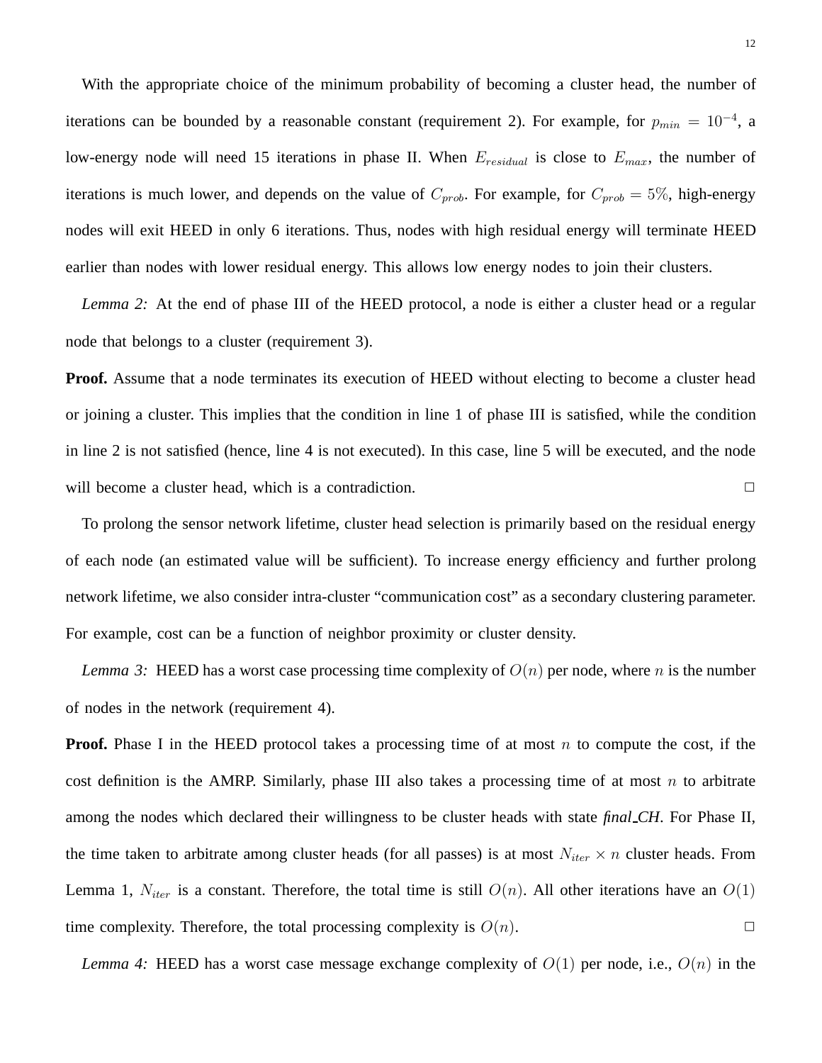With the appropriate choice of the minimum probability of becoming a cluster head, the number of iterations can be bounded by a reasonable constant (requirement 2). For example, for $p_{min} = 10^{-4}$, a low-energy node will need 15 iterations in phase II. When $E_{residual}$ is close to $E_{max}$, the number of iterations is much lower, and depends on the value of $C_{prob}$. For example, for $C_{prob} = 5\%$, high-energy nodes will exit HEED in only 6 iterations. Thus, nodes with high residual energy will terminate HEED earlier than nodes with lower residual energy. This allows low energy nodes to join their clusters.

*Lemma 2:* At the end of phase III of the HEED protocol, a node is either a cluster head or a regular node that belongs to a cluster (requirement 3).

**Proof.** Assume that a node terminates its execution of HEED without electing to become a cluster head or joining a cluster. This implies that the condition in line 1 of phase III is satisfied, while the condition in line 2 is not satisfied (hence, line 4 is not executed). In this case, line 5 will be executed, and the node will become a cluster head, which is a contradiction. □

To prolong the sensor network lifetime, cluster head selection is primarily based on the residual energy of each node (an estimated value will be sufficient). To increase energy efficiency and further prolong network lifetime, we also consider intra-cluster "communication cost" as a secondary clustering parameter. For example, cost can be a function of neighbor proximity or cluster density.

*Lemma 3:* HEED has a worst case processing time complexity of $O(n)$ per node, where $n$ is the number of nodes in the network (requirement 4).

**Proof.** Phase I in the HEED protocol takes a processing time of at most $n$ to compute the cost, if the cost definition is the AMRP. Similarly, phase III also takes a processing time of at most $n$ to arbitrate among the nodes which declared their willingness to be cluster heads with state *final_CH*. For Phase II, the time taken to arbitrate among cluster heads (for all passes) is at most $N_{iter} \times n$ cluster heads. From Lemma 1, $N_{iter}$ is a constant. Therefore, the total time is still $O(n)$. All other iterations have an $O(1)$ time complexity. Therefore, the total processing complexity is $O(n)$. □

*Lemma 4:* HEED has a worst case message exchange complexity of $O(1)$ per node, i.e., $O(n)$ in the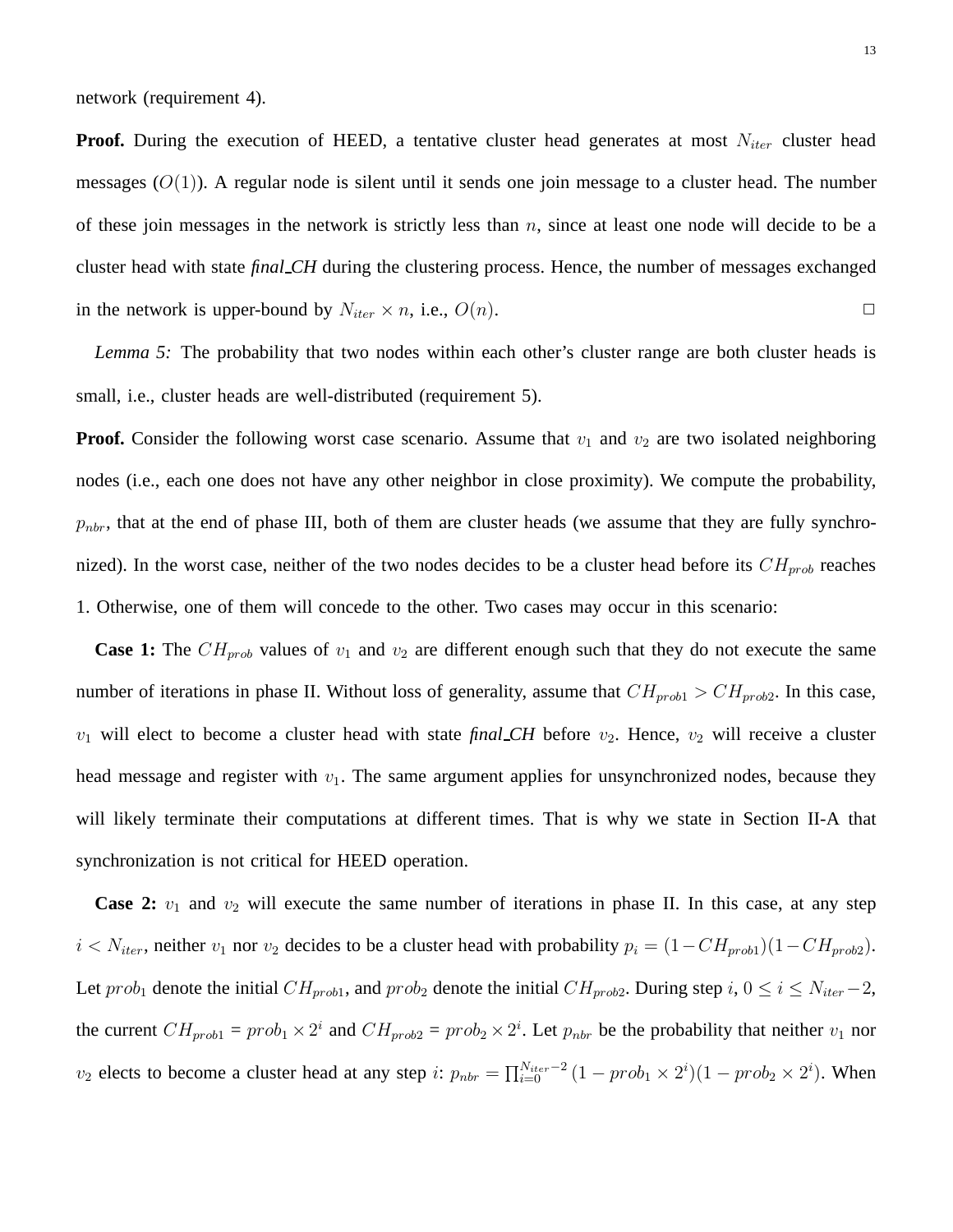network (requirement 4).

**Proof.** During the execution of HEED, a tentative cluster head generates at most $N_{iter}$ cluster head messages ($O(1)$). A regular node is silent until it sends one join message to a cluster head. The number of these join messages in the network is strictly less than $n$, since at least one node will decide to be a cluster head with state *final_CH* during the clustering process. Hence, the number of messages exchanged in the network is upper-bound by $N_{iter} \times n$, i.e., $O(n)$. □

*Lemma 5:* The probability that two nodes within each other's cluster range are both cluster heads is small, i.e., cluster heads are well-distributed (requirement 5).

**Proof.** Consider the following worst case scenario. Assume that $v_1$ and $v_2$ are two isolated neighboring nodes (i.e., each one does not have any other neighbor in close proximity). We compute the probability, $p_{nbr}$, that at the end of phase III, both of them are cluster heads (we assume that they are fully synchronized). In the worst case, neither of the two nodes decides to be a cluster head before its $CH_{prob}$ reaches 1. Otherwise, one of them will concede to the other. Two cases may occur in this scenario:

**Case 1:** The $CH_{prob}$ values of $v_1$ and $v_2$ are different enough such that they do not execute the same number of iterations in phase II. Without loss of generality, assume that $CH_{prob1} > CH_{prob2}$. In this case, $v_1$ will elect to become a cluster head with state *final_CH* before $v_2$. Hence, $v_2$ will receive a cluster head message and register with $v_1$. The same argument applies for unsynchronized nodes, because they will likely terminate their computations at different times. That is why we state in Section II-A that synchronization is not critical for HEED operation.

**Case 2:** $v_1$ and $v_2$ will execute the same number of iterations in phase II. In this case, at any step $i < N_{iter}$, neither $v_1$ nor $v_2$ decides to be a cluster head with probability $p_i = (1-CH_{prob1})(1-CH_{prob2})$. Let $prob_1$ denote the initial $CH_{prob1}$, and $prob_2$ denote the initial $CH_{prob2}$. During step $i$, $0 \leq i \leq N_{iter}-2$, the current $CH_{prob1}$ = $prob_1 \times 2^i$ and $CH_{prob2}$ = $prob_2 \times 2^i$. Let $p_{nbr}$ be the probability that neither $v_1$ nor $v_2$ elects to become a cluster head at any step $i$: $p_{nbr} = \prod_{i=0}^{N_{iter}-2} (1 - prob_1 \times 2^i)(1 - prob_2 \times 2^i)$. When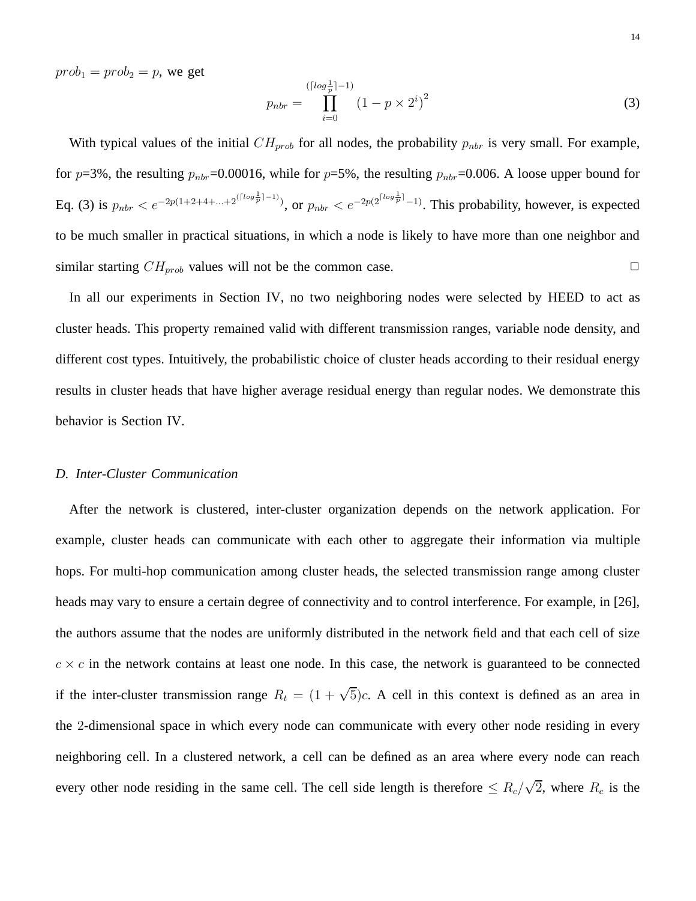$prob_1 = prob_2 = p$, we get

$$p_{nbr} = \prod_{i=0}^{(\lceil log\frac{1}{p}\rceil - 1)} \left(1 - p \times 2^i\right)^2 \tag{3}$$

With typical values of the initial $CH_{prob}$ for all nodes, the probability $p_{nbr}$ is very small. For example, for $p$=3%, the resulting $p_{nbr}$=0.00016, while for $p$=5%, the resulting $p_{nbr}$=0.006. A loose upper bound for Eq. (3) is $p_{nbr} < e^{-2p(1+2+4+...+2^{(\lceil log\frac{1}{p}\rceil - 1)})}$, or $p_{nbr} < e^{-2p(2^{\lceil log\frac{1}{p}\rceil} - 1)}$. This probability, however, is expected to be much smaller in practical situations, in which a node is likely to have more than one neighbor and similar starting $CH_{prob}$ values will not be the common case. □

In all our experiments in Section IV, no two neighboring nodes were selected by HEED to act as cluster heads. This property remained valid with different transmission ranges, variable node density, and different cost types. Intuitively, the probabilistic choice of cluster heads according to their residual energy results in cluster heads that have higher average residual energy than regular nodes. We demonstrate this behavior is Section IV.

### D. Inter-Cluster Communication

After the network is clustered, inter-cluster organization depends on the network application. For example, cluster heads can communicate with each other to aggregate their information via multiple hops. For multi-hop communication among cluster heads, the selected transmission range among cluster heads may vary to ensure a certain degree of connectivity and to control interference. For example, in [26], the authors assume that the nodes are uniformly distributed in the network field and that each cell of size $c \times c$ in the network contains at least one node. In this case, the network is guaranteed to be connected if the inter-cluster transmission range $R_t = (1 + \sqrt{5})c$. A cell in this context is defined as an area in the 2-dimensional space in which every node can communicate with every other node residing in every neighboring cell. In a clustered network, a cell can be defined as an area where every node can reach every other node residing in the same cell. The cell side length is therefore $\leq R_c/\sqrt{2}$, where $R_c$ is the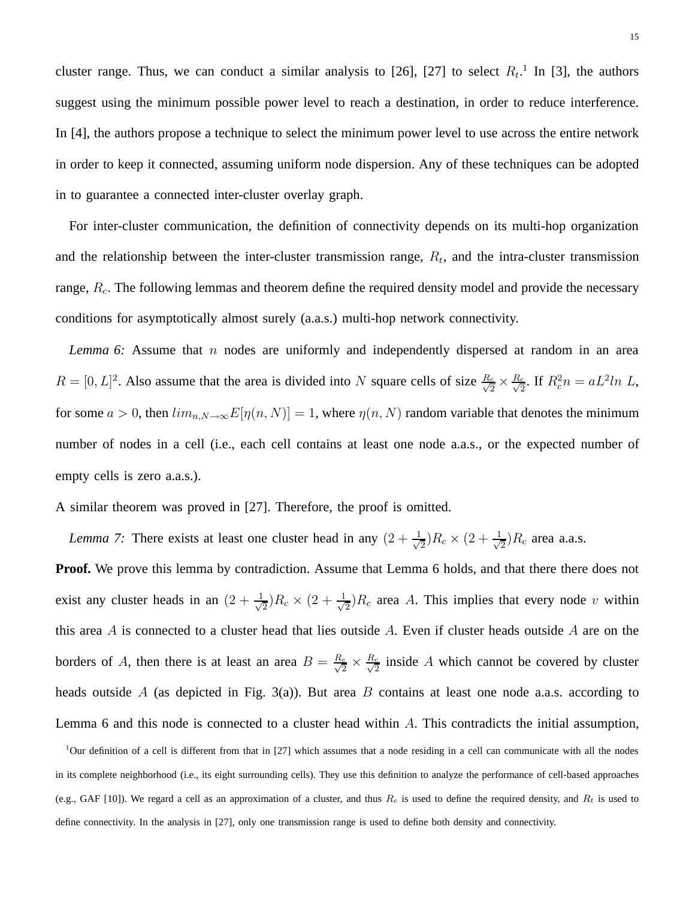cluster range. Thus, we can conduct a similar analysis to [26], [27] to select $R_t$.[1] In [3], the authors suggest using the minimum possible power level to reach a destination, in order to reduce interference. In [4], the authors propose a technique to select the minimum power level to use across the entire network in order to keep it connected, assuming uniform node dispersion. Any of these techniques can be adopted in to guarantee a connected inter-cluster overlay graph.

For inter-cluster communication, the definition of connectivity depends on its multi-hop organization and the relationship between the inter-cluster transmission range, $R_t$, and the intra-cluster transmission range, $R_c$. The following lemmas and theorem define the required density model and provide the necessary conditions for asymptotically almost surely (a.a.s.) multi-hop network connectivity.

*Lemma 6:* Assume that $n$ nodes are uniformly and independently dispersed at random in an area $R = [0, L]^2$. Also assume that the area is divided into $N$ square cells of size $\frac{R_c}{\sqrt{2}} \times \frac{R_c}{\sqrt{2}}$. If $R_c^2 n = aL^2 ln\ L$, for some $a > 0$, then $lim_{n,N \to \infty} E[\eta(n, N)] = 1$, where $\eta(n, N)$ random variable that denotes the minimum number of nodes in a cell (i.e., each cell contains at least one node a.a.s., or the expected number of empty cells is zero a.a.s.).

A similar theorem was proved in [27]. Therefore, the proof is omitted.

*Lemma 7:* There exists at least one cluster head in any $(2 + \frac{1}{\sqrt{2}})R_c \times (2 + \frac{1}{\sqrt{2}})R_c$ area a.a.s.

**Proof.** We prove this lemma by contradiction. Assume that Lemma 6 holds, and that there there does not exist any cluster heads in an $(2 + \frac{1}{\sqrt{2}})R_c \times (2 + \frac{1}{\sqrt{2}})R_c$ area $A$. This implies that every node $v$ within this area $A$ is connected to a cluster head that lies outside $A$. Even if cluster heads outside $A$ are on the borders of $A$, then there is at least an area $B = \frac{R_c}{\sqrt{2}} \times \frac{R_c}{\sqrt{2}}$ inside $A$ which cannot be covered by cluster heads outside $A$ (as depicted in Fig. 3(a)). But area $B$ contains at least one node a.a.s. according to Lemma 6 and this node is connected to a cluster head within $A$. This contradicts the initial assumption,

[1]Our definition of a cell is different from that in [27] which assumes that a node residing in a cell can communicate with all the nodes in its complete neighborhood (i.e., its eight surrounding cells). They use this definition to analyze the performance of cell-based approaches (e.g., GAF [10]). We regard a cell as an approximation of a cluster, and thus $R_c$ is used to define the required density, and $R_t$ is used to define connectivity. In the analysis in [27], only one transmission range is used to define both density and connectivity.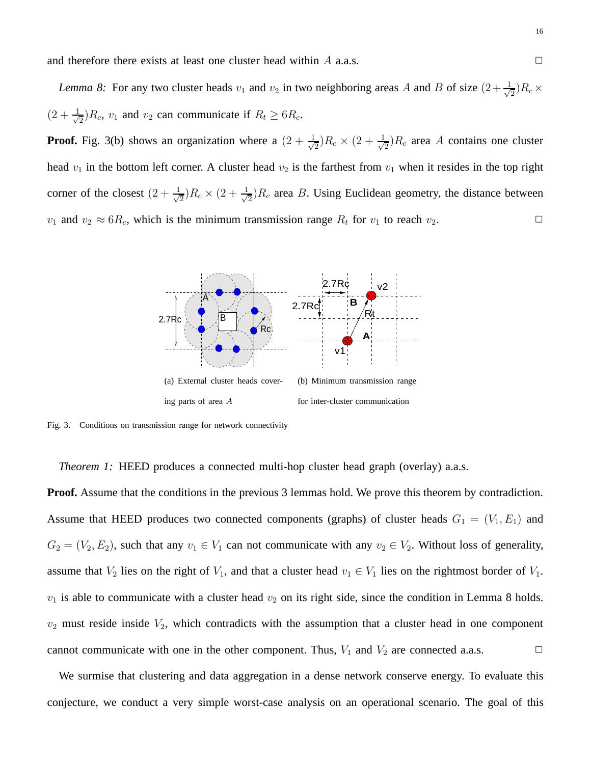and therefore there exists at least one cluster head within $A$ a.a.s. □

*Lemma 8:* For any two cluster heads $v_1$ and $v_2$ in two neighboring areas $A$ and $B$ of size $(2+\frac{1}{\sqrt{2}})R_c \times (2+\frac{1}{\sqrt{2}})R_c$, $v_1$ and $v_2$ can communicate if $R_t \geq 6R_c$.

**Proof.** Fig. 3(b) shows an organization where a $(2+\frac{1}{\sqrt{2}})R_c \times (2+\frac{1}{\sqrt{2}})R_c$ area $A$ contains one cluster head $v_1$ in the bottom left corner. A cluster head $v_2$ is the farthest from $v_1$ when it resides in the top right corner of the closest $(2+\frac{1}{\sqrt{2}})R_c \times (2+\frac{1}{\sqrt{2}})R_c$ area $B$. Using Euclidean geometry, the distance between $v_1$ and $v_2 \approx 6R_c$, which is the minimum transmission range $R_t$ for $v_1$ to reach $v_2$. □

(a) External cluster heads covering parts of area $A$

(b) Minimum transmission range for inter-cluster communication

Fig. 3. Conditions on transmission range for network connectivity

*Theorem 1:* HEED produces a connected multi-hop cluster head graph (overlay) a.a.s.

**Proof.** Assume that the conditions in the previous 3 lemmas hold. We prove this theorem by contradiction. Assume that HEED produces two connected components (graphs) of cluster heads $G_1 = (V_1, E_1)$ and $G_2 = (V_2, E_2)$, such that any $v_1 \in V_1$ can not communicate with any $v_2 \in V_2$. Without loss of generality, assume that $V_2$ lies on the right of $V_1$, and that a cluster head $v_1 \in V_1$ lies on the rightmost border of $V_1$. $v_1$ is able to communicate with a cluster head $v_2$ on its right side, since the condition in Lemma 8 holds. $v_2$ must reside inside $V_2$, which contradicts with the assumption that a cluster head in one component cannot communicate with one in the other component. Thus, $V_1$ and $V_2$ are connected a.a.s. □

We surmise that clustering and data aggregation in a dense network conserve energy. To evaluate this conjecture, we conduct a very simple worst-case analysis on an operational scenario. The goal of this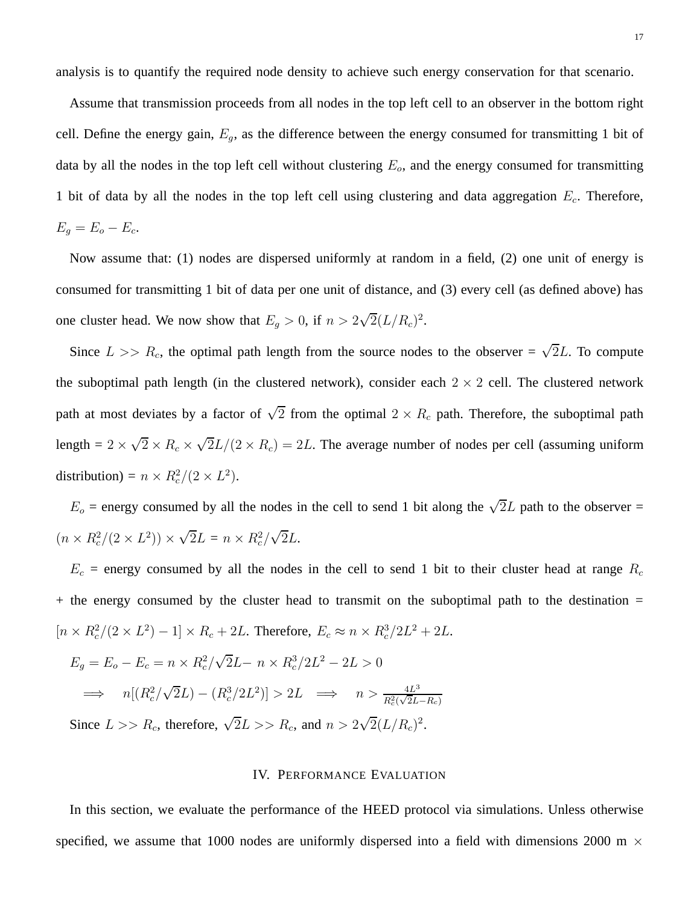analysis is to quantify the required node density to achieve such energy conservation for that scenario.

Assume that transmission proceeds from all nodes in the top left cell to an observer in the bottom right cell. Define the energy gain, $E_g$, as the difference between the energy consumed for transmitting 1 bit of data by all the nodes in the top left cell without clustering $E_o$, and the energy consumed for transmitting 1 bit of data by all the nodes in the top left cell using clustering and data aggregation $E_c$. Therefore, $E_g = E_o - E_c$.

Now assume that: (1) nodes are dispersed uniformly at random in a field, (2) one unit of energy is consumed for transmitting 1 bit of data per one unit of distance, and (3) every cell (as defined above) has one cluster head. We now show that $E_g > 0$, if $n > 2\sqrt{2}(L/R_c)^2$.

Since $L >> R_c$, the optimal path length from the source nodes to the observer = $\sqrt{2}L$. To compute the suboptimal path length (in the clustered network), consider each $2 \times 2$ cell. The clustered network path at most deviates by a factor of $\sqrt{2}$ from the optimal $2 \times R_c$ path. Therefore, the suboptimal path length = $2 \times \sqrt{2} \times R_c \times \sqrt{2}L/(2 \times R_c) = 2L$. The average number of nodes per cell (assuming uniform distribution) = $n \times R_c^2/(2 \times L^2)$.

$E_o$ = energy consumed by all the nodes in the cell to send 1 bit along the $\sqrt{2}L$ path to the observer = $(n \times R_c^2/(2 \times L^2)) \times \sqrt{2}L$ = $n \times R_c^2/\sqrt{2}L$.

$E_c$ = energy consumed by all the nodes in the cell to send 1 bit to their cluster head at range $R_c$ + the energy consumed by the cluster head to transmit on the suboptimal path to the destination = $[n \times R_c^2/(2 \times L^2) - 1] \times R_c + 2L$. Therefore, $E_c \approx n \times R_c^3/2L^2 + 2L$.

$E_g = E_o - E_c = n \times R_c^2/\sqrt{2}L - n \times R_c^3/2L^2 - 2L > 0$

$\implies \quad n[(R_c^2/\sqrt{2}L) - (R_c^3/2L^2)] > 2L \quad \implies \quad n > \frac{4L^3}{R_c^2(\sqrt{2}L - R_c)}$

Since $L >> R_c$, therefore, $\sqrt{2}L >> R_c$, and $n > 2\sqrt{2}(L/R_c)^2$.

## IV. Performance Evaluation

In this section, we evaluate the performance of the HEED protocol via simulations. Unless otherwise specified, we assume that 1000 nodes are uniformly dispersed into a field with dimensions 2000 m $\times$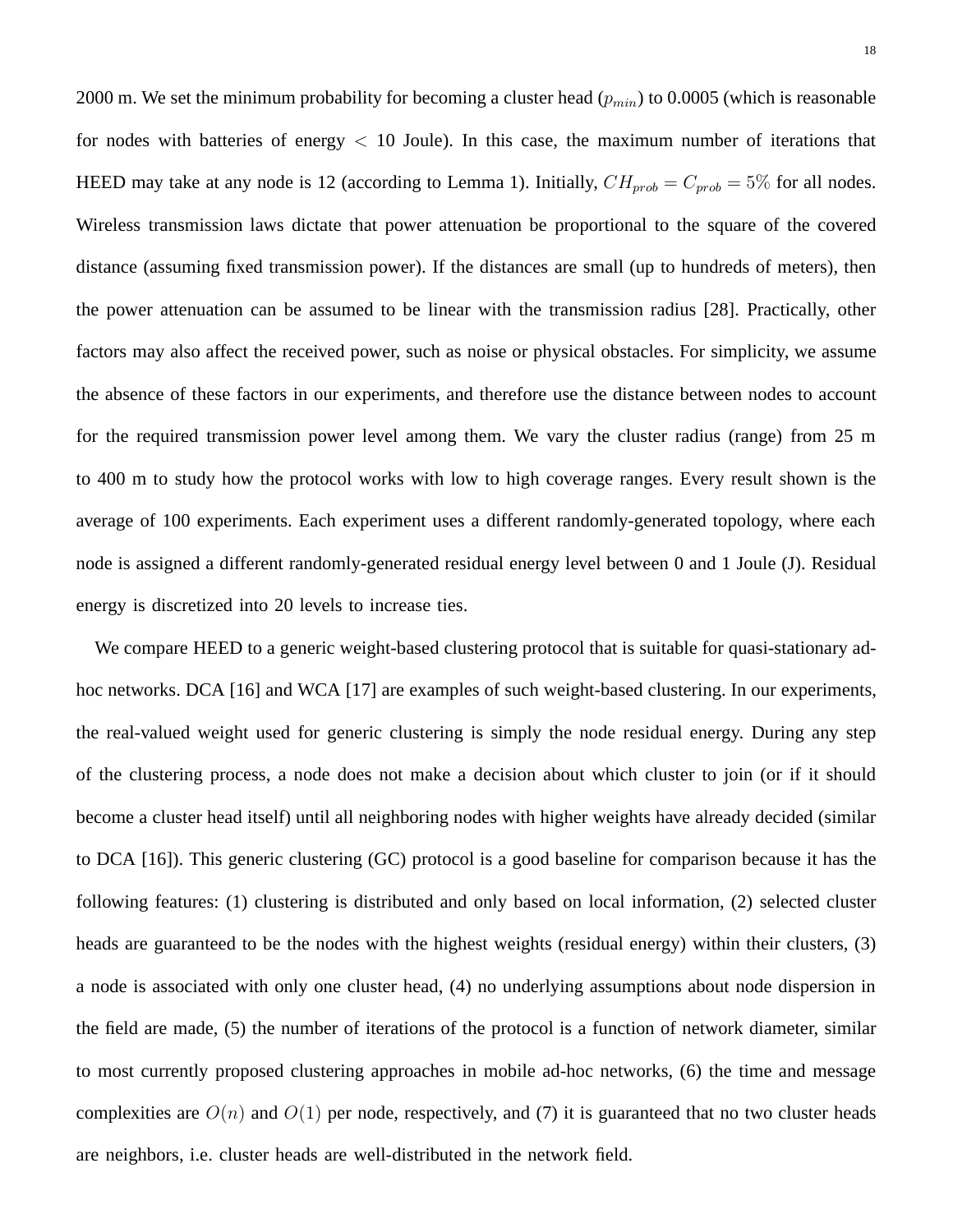2000 m. We set the minimum probability for becoming a cluster head ($p_{min}$) to 0.0005 (which is reasonable for nodes with batteries of energy $< 10$ Joule). In this case, the maximum number of iterations that HEED may take at any node is 12 (according to Lemma 1). Initially, $CH_{prob} = C_{prob} = 5\%$ for all nodes. Wireless transmission laws dictate that power attenuation be proportional to the square of the covered distance (assuming fixed transmission power). If the distances are small (up to hundreds of meters), then the power attenuation can be assumed to be linear with the transmission radius [28]. Practically, other factors may also affect the received power, such as noise or physical obstacles. For simplicity, we assume the absence of these factors in our experiments, and therefore use the distance between nodes to account for the required transmission power level among them. We vary the cluster radius (range) from 25 m to 400 m to study how the protocol works with low to high coverage ranges. Every result shown is the average of 100 experiments. Each experiment uses a different randomly-generated topology, where each node is assigned a different randomly-generated residual energy level between 0 and 1 Joule (J). Residual energy is discretized into 20 levels to increase ties.

We compare HEED to a generic weight-based clustering protocol that is suitable for quasi-stationary ad-hoc networks. DCA [16] and WCA [17] are examples of such weight-based clustering. In our experiments, the real-valued weight used for generic clustering is simply the node residual energy. During any step of the clustering process, a node does not make a decision about which cluster to join (or if it should become a cluster head itself) until all neighboring nodes with higher weights have already decided (similar to DCA [16]). This generic clustering (GC) protocol is a good baseline for comparison because it has the following features: (1) clustering is distributed and only based on local information, (2) selected cluster heads are guaranteed to be the nodes with the highest weights (residual energy) within their clusters, (3) a node is associated with only one cluster head, (4) no underlying assumptions about node dispersion in the field are made, (5) the number of iterations of the protocol is a function of network diameter, similar to most currently proposed clustering approaches in mobile ad-hoc networks, (6) the time and message complexities are $O(n)$ and $O(1)$ per node, respectively, and (7) it is guaranteed that no two cluster heads are neighbors, i.e. cluster heads are well-distributed in the network field.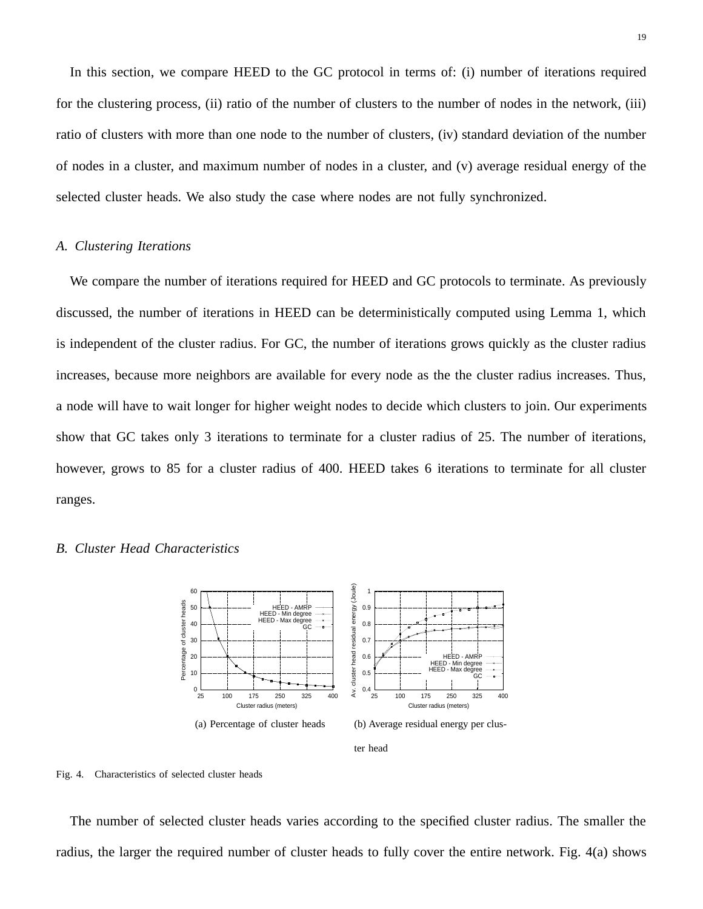In this section, we compare HEED to the GC protocol in terms of: (i) number of iterations required for the clustering process, (ii) ratio of the number of clusters to the number of nodes in the network, (iii) ratio of clusters with more than one node to the number of clusters, (iv) standard deviation of the number of nodes in a cluster, and maximum number of nodes in a cluster, and (v) average residual energy of the selected cluster heads. We also study the case where nodes are not fully synchronized.

### A. Clustering Iterations

We compare the number of iterations required for HEED and GC protocols to terminate. As previously discussed, the number of iterations in HEED can be deterministically computed using Lemma 1, which is independent of the cluster radius. For GC, the number of iterations grows quickly as the cluster radius increases, because more neighbors are available for every node as the the cluster radius increases. Thus, a node will have to wait longer for higher weight nodes to decide which clusters to join. Our experiments show that GC takes only 3 iterations to terminate for a cluster radius of 25. The number of iterations, however, grows to 85 for a cluster radius of 400. HEED takes 6 iterations to terminate for all cluster ranges.

### B. Cluster Head Characteristics

(a) Percentage of cluster heads

(b) Average residual energy per cluster head

Fig. 4. Characteristics of selected cluster heads

The number of selected cluster heads varies according to the specified cluster radius. The smaller the radius, the larger the required number of cluster heads to fully cover the entire network. Fig. 4(a) shows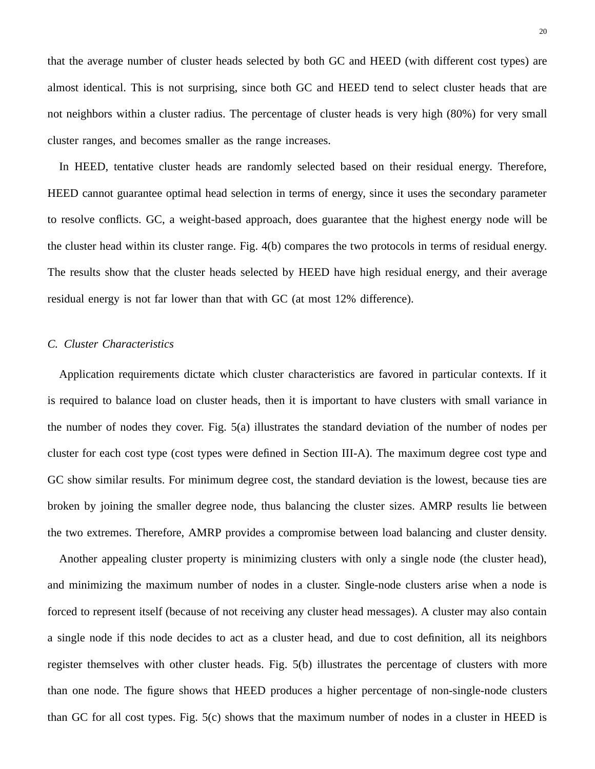that the average number of cluster heads selected by both GC and HEED (with different cost types) are almost identical. This is not surprising, since both GC and HEED tend to select cluster heads that are not neighbors within a cluster radius. The percentage of cluster heads is very high (80%) for very small cluster ranges, and becomes smaller as the range increases.

In HEED, tentative cluster heads are randomly selected based on their residual energy. Therefore, HEED cannot guarantee optimal head selection in terms of energy, since it uses the secondary parameter to resolve conflicts. GC, a weight-based approach, does guarantee that the highest energy node will be the cluster head within its cluster range. Fig. 4(b) compares the two protocols in terms of residual energy. The results show that the cluster heads selected by HEED have high residual energy, and their average residual energy is not far lower than that with GC (at most 12% difference).

### *C. Cluster Characteristics*

Application requirements dictate which cluster characteristics are favored in particular contexts. If it is required to balance load on cluster heads, then it is important to have clusters with small variance in the number of nodes they cover. Fig. 5(a) illustrates the standard deviation of the number of nodes per cluster for each cost type (cost types were defined in Section III-A). The maximum degree cost type and GC show similar results. For minimum degree cost, the standard deviation is the lowest, because ties are broken by joining the smaller degree node, thus balancing the cluster sizes. AMRP results lie between the two extremes. Therefore, AMRP provides a compromise between load balancing and cluster density.

Another appealing cluster property is minimizing clusters with only a single node (the cluster head), and minimizing the maximum number of nodes in a cluster. Single-node clusters arise when a node is forced to represent itself (because of not receiving any cluster head messages). A cluster may also contain a single node if this node decides to act as a cluster head, and due to cost definition, all its neighbors register themselves with other cluster heads. Fig. 5(b) illustrates the percentage of clusters with more than one node. The figure shows that HEED produces a higher percentage of non-single-node clusters than GC for all cost types. Fig. 5(c) shows that the maximum number of nodes in a cluster in HEED is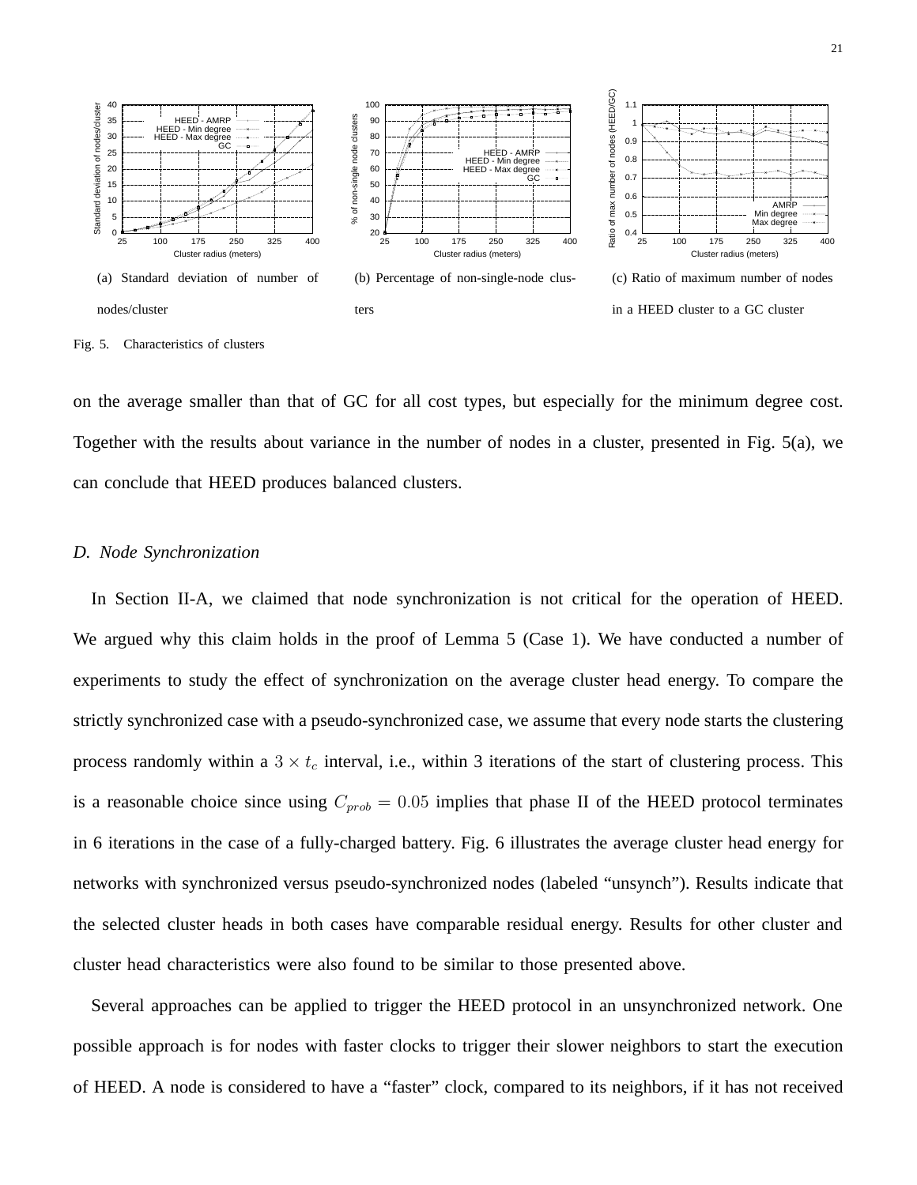(a) Standard deviation of number of nodes/cluster

(b) Percentage of non-single-node clusters

(c) Ratio of maximum number of nodes in a HEED cluster to a GC cluster

Fig. 5. Characteristics of clusters

on the average smaller than that of GC for all cost types, but especially for the minimum degree cost. Together with the results about variance in the number of nodes in a cluster, presented in Fig. 5(a), we can conclude that HEED produces balanced clusters.

### *D. Node Synchronization*

In Section II-A, we claimed that node synchronization is not critical for the operation of HEED. We argued why this claim holds in the proof of Lemma 5 (Case 1). We have conducted a number of experiments to study the effect of synchronization on the average cluster head energy. To compare the strictly synchronized case with a pseudo-synchronized case, we assume that every node starts the clustering process randomly within a $3 \times t_c$ interval, i.e., within 3 iterations of the start of clustering process. This is a reasonable choice since using $C_{prob} = 0.05$ implies that phase II of the HEED protocol terminates in 6 iterations in the case of a fully-charged battery. Fig. 6 illustrates the average cluster head energy for networks with synchronized versus pseudo-synchronized nodes (labeled "unsynch"). Results indicate that the selected cluster heads in both cases have comparable residual energy. Results for other cluster and cluster head characteristics were also found to be similar to those presented above.

Several approaches can be applied to trigger the HEED protocol in an unsynchronized network. One possible approach is for nodes with faster clocks to trigger their slower neighbors to start the execution of HEED. A node is considered to have a "faster" clock, compared to its neighbors, if it has not received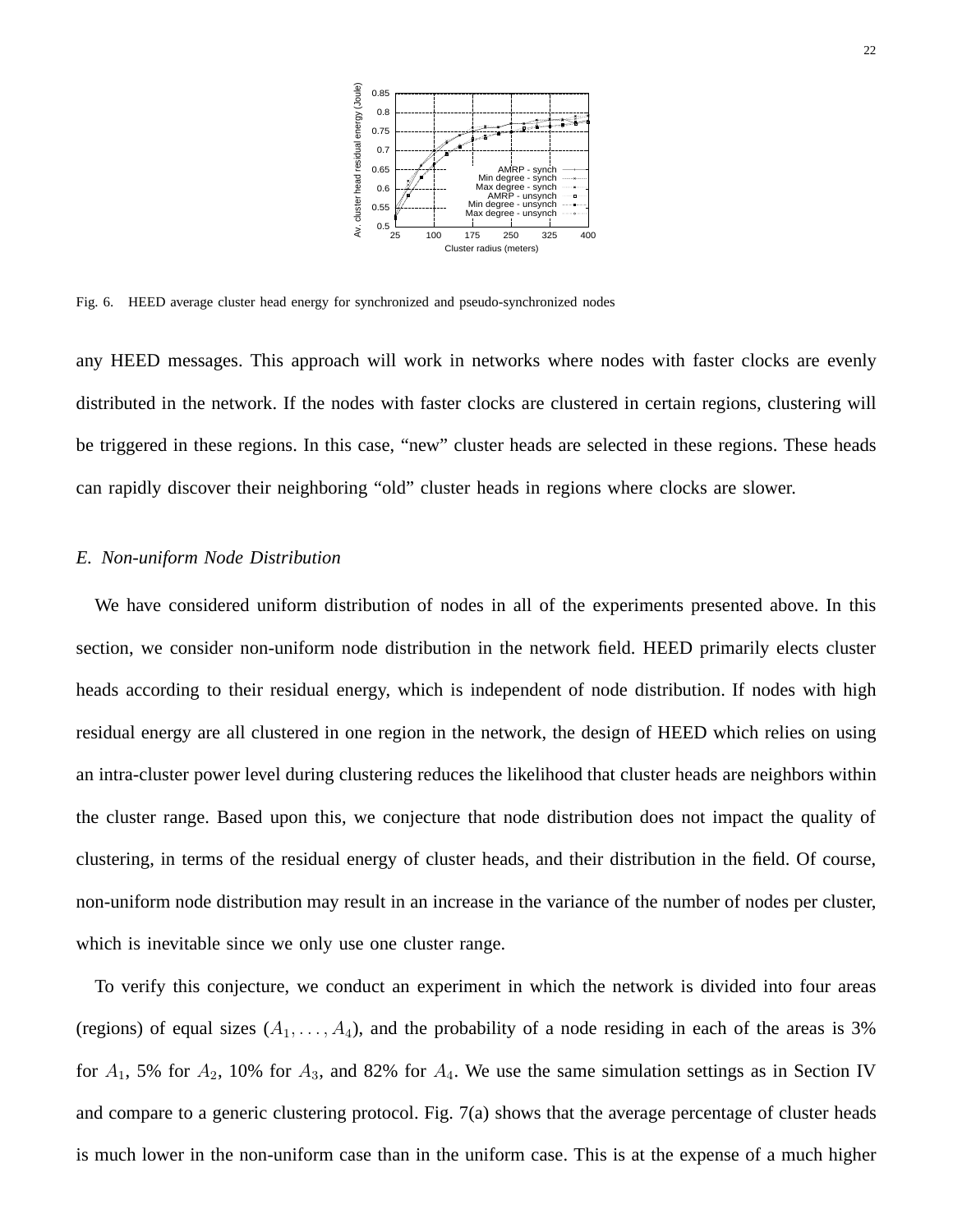Fig. 6. HEED average cluster head energy for synchronized and pseudo-synchronized nodes

any HEED messages. This approach will work in networks where nodes with faster clocks are evenly distributed in the network. If the nodes with faster clocks are clustered in certain regions, clustering will be triggered in these regions. In this case, "new" cluster heads are selected in these regions. These heads can rapidly discover their neighboring "old" cluster heads in regions where clocks are slower.

### *E. Non-uniform Node Distribution*

We have considered uniform distribution of nodes in all of the experiments presented above. In this section, we consider non-uniform node distribution in the network field. HEED primarily elects cluster heads according to their residual energy, which is independent of node distribution. If nodes with high residual energy are all clustered in one region in the network, the design of HEED which relies on using an intra-cluster power level during clustering reduces the likelihood that cluster heads are neighbors within the cluster range. Based upon this, we conjecture that node distribution does not impact the quality of clustering, in terms of the residual energy of cluster heads, and their distribution in the field. Of course, non-uniform node distribution may result in an increase in the variance of the number of nodes per cluster, which is inevitable since we only use one cluster range.

To verify this conjecture, we conduct an experiment in which the network is divided into four areas (regions) of equal sizes ($A_1, \ldots, A_4$), and the probability of a node residing in each of the areas is 3% for $A_1$, 5% for $A_2$, 10% for $A_3$, and 82% for $A_4$. We use the same simulation settings as in Section IV and compare to a generic clustering protocol. Fig. 7(a) shows that the average percentage of cluster heads is much lower in the non-uniform case than in the uniform case. This is at the expense of a much higher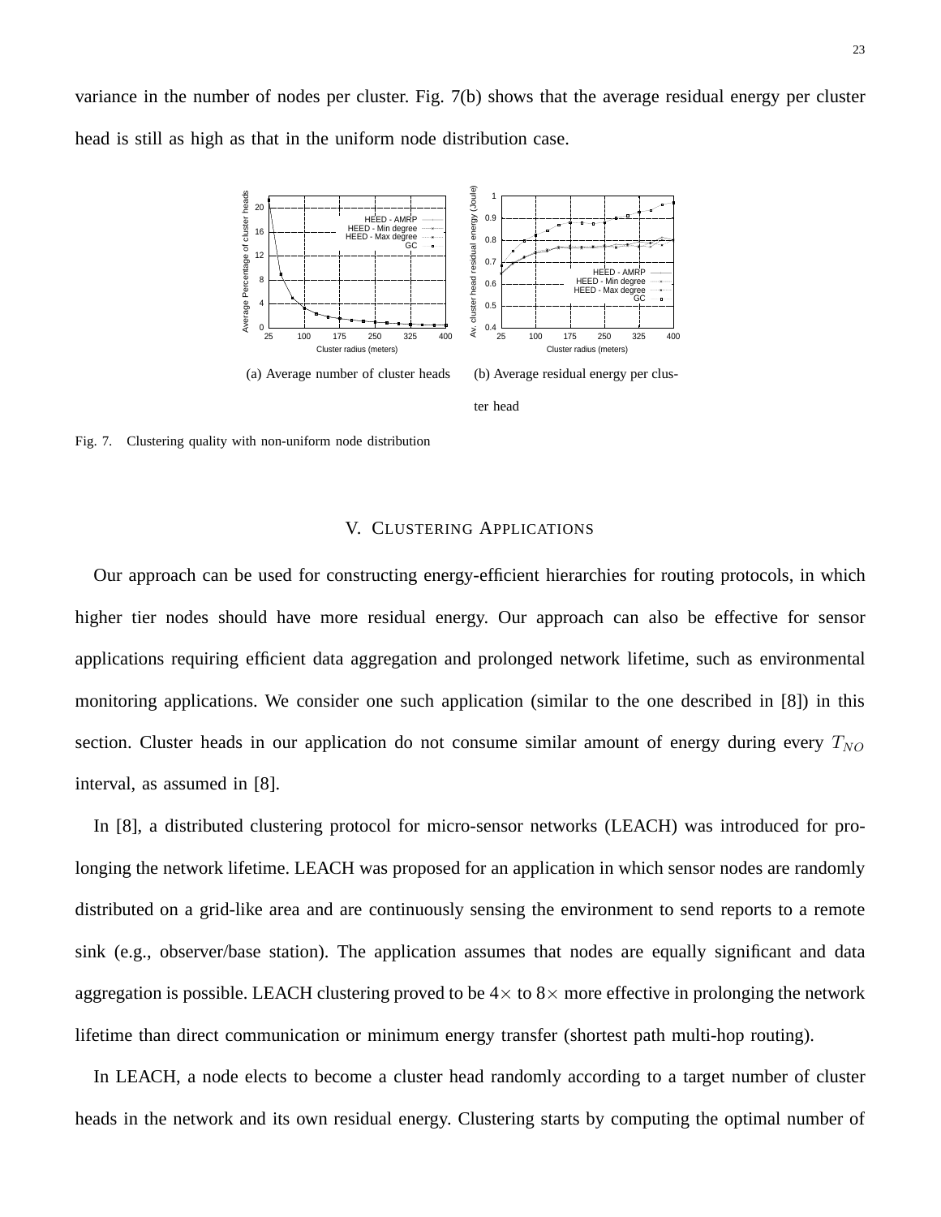variance in the number of nodes per cluster. Fig. 7(b) shows that the average residual energy per cluster head is still as high as that in the uniform node distribution case.

(a) Average number of cluster heads

(b) Average residual energy per cluster head

Fig. 7. Clustering quality with non-uniform node distribution

## V. Clustering Applications

Our approach can be used for constructing energy-efficient hierarchies for routing protocols, in which higher tier nodes should have more residual energy. Our approach can also be effective for sensor applications requiring efficient data aggregation and prolonged network lifetime, such as environmental monitoring applications. We consider one such application (similar to the one described in [8]) in this section. Cluster heads in our application do not consume similar amount of energy during every $T_{NO}$ interval, as assumed in [8].

In [8], a distributed clustering protocol for micro-sensor networks (LEACH) was introduced for prolonging the network lifetime. LEACH was proposed for an application in which sensor nodes are randomly distributed on a grid-like area and are continuously sensing the environment to send reports to a remote sink (e.g., observer/base station). The application assumes that nodes are equally significant and data aggregation is possible. LEACH clustering proved to be $4\times$ to $8\times$ more effective in prolonging the network lifetime than direct communication or minimum energy transfer (shortest path multi-hop routing).

In LEACH, a node elects to become a cluster head randomly according to a target number of cluster heads in the network and its own residual energy. Clustering starts by computing the optimal number of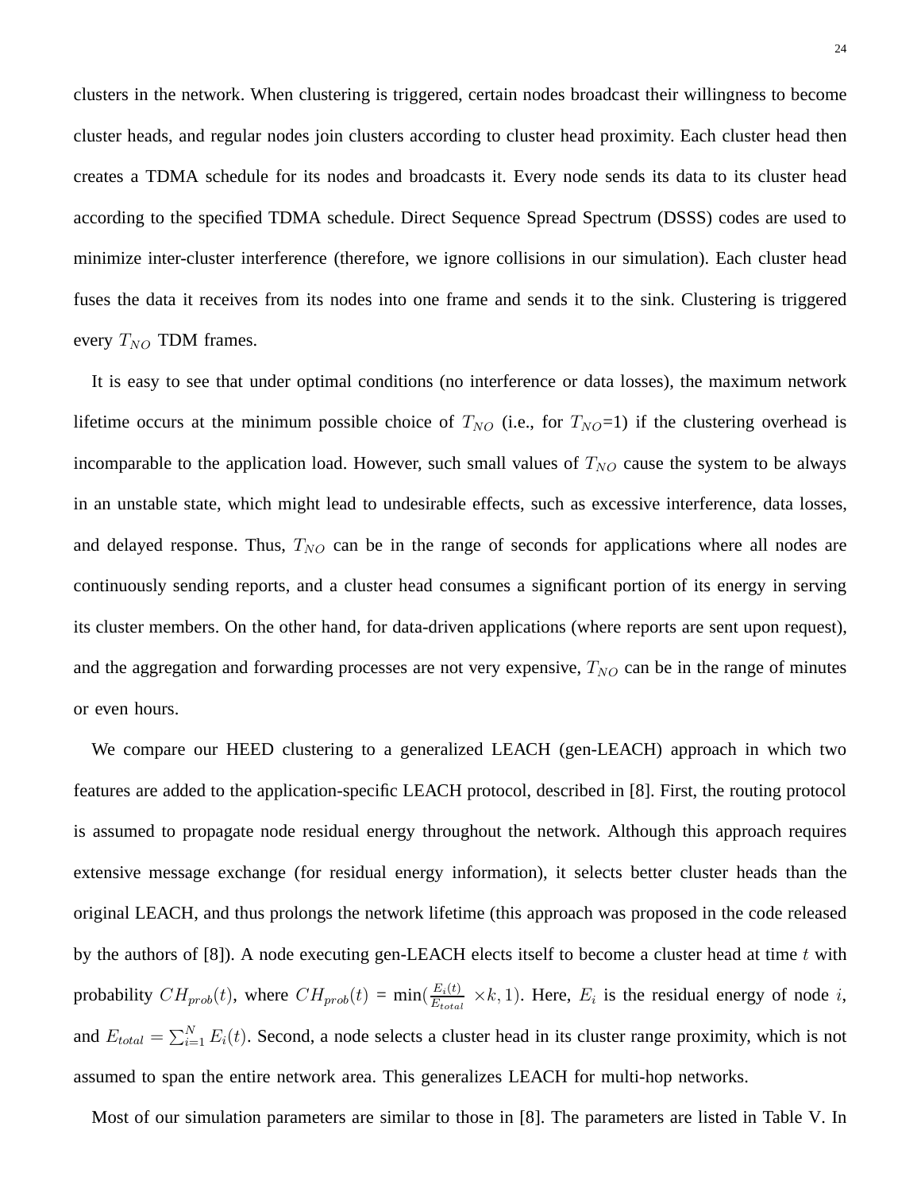clusters in the network. When clustering is triggered, certain nodes broadcast their willingness to become cluster heads, and regular nodes join clusters according to cluster head proximity. Each cluster head then creates a TDMA schedule for its nodes and broadcasts it. Every node sends its data to its cluster head according to the specified TDMA schedule. Direct Sequence Spread Spectrum (DSSS) codes are used to minimize inter-cluster interference (therefore, we ignore collisions in our simulation). Each cluster head fuses the data it receives from its nodes into one frame and sends it to the sink. Clustering is triggered every $T_{NO}$ TDM frames.

It is easy to see that under optimal conditions (no interference or data losses), the maximum network lifetime occurs at the minimum possible choice of $T_{NO}$ (i.e., for $T_{NO}$=1) if the clustering overhead is incomparable to the application load. However, such small values of $T_{NO}$ cause the system to be always in an unstable state, which might lead to undesirable effects, such as excessive interference, data losses, and delayed response. Thus, $T_{NO}$ can be in the range of seconds for applications where all nodes are continuously sending reports, and a cluster head consumes a significant portion of its energy in serving its cluster members. On the other hand, for data-driven applications (where reports are sent upon request), and the aggregation and forwarding processes are not very expensive, $T_{NO}$ can be in the range of minutes or even hours.

We compare our HEED clustering to a generalized LEACH (gen-LEACH) approach in which two features are added to the application-specific LEACH protocol, described in [8]. First, the routing protocol is assumed to propagate node residual energy throughout the network. Although this approach requires extensive message exchange (for residual energy information), it selects better cluster heads than the original LEACH, and thus prolongs the network lifetime (this approach was proposed in the code released by the authors of [8]). A node executing gen-LEACH elects itself to become a cluster head at time $t$ with probability $CH_{prob}(t)$, where $CH_{prob}(t) = \min(\frac{E_i(t)}{E_{total}} \times k, 1)$. Here, $E_i$ is the residual energy of node $i$, and $E_{total} = \sum_{i=1}^{N} E_i(t)$. Second, a node selects a cluster head in its cluster range proximity, which is not assumed to span the entire network area. This generalizes LEACH for multi-hop networks.

Most of our simulation parameters are similar to those in [8]. The parameters are listed in Table V. In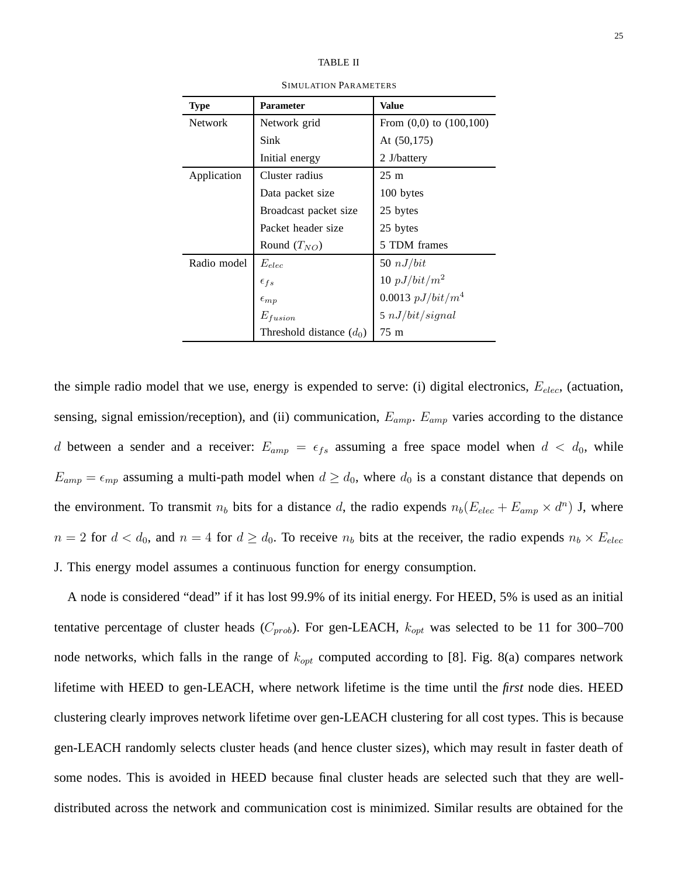TABLE II

SIMULATION PARAMETERS

| Type | Parameter | Value |
|---|---|---|
| Network | Network grid | From (0,0) to (100,100) |
| | Sink | At (50,175) |
| | Initial energy | 2 J/battery |
| Application | Cluster radius | 25 m |
| | Data packet size | 100 bytes |
| | Broadcast packet size | 25 bytes |
| | Packet header size | 25 bytes |
| | Round ($T_{NO}$) | 5 TDM frames |
| Radio model | $E_{elec}$ | 50 $nJ/bit$ |
| | $\epsilon_{fs}$ | 10 $pJ/bit/m^2$ |
| | $\epsilon_{mp}$ | 0.0013 $pJ/bit/m^4$ |
| | $E_{fusion}$ | 5 $nJ/bit/signal$ |
| | Threshold distance ($d_0$) | 75 m |

the simple radio model that we use, energy is expended to serve: (i) digital electronics, $E_{elec}$, (actuation, sensing, signal emission/reception), and (ii) communication, $E_{amp}$. $E_{amp}$ varies according to the distance $d$ between a sender and a receiver: $E_{amp} = \epsilon_{fs}$ assuming a free space model when $d < d_0$, while $E_{amp} = \epsilon_{mp}$ assuming a multi-path model when $d \geq d_0$, where $d_0$ is a constant distance that depends on the environment. To transmit $n_b$ bits for a distance $d$, the radio expends $n_b(E_{elec} + E_{amp} \times d^n)$ J, where $n = 2$ for $d < d_0$, and $n = 4$ for $d \geq d_0$. To receive $n_b$ bits at the receiver, the radio expends $n_b \times E_{elec}$ J. This energy model assumes a continuous function for energy consumption.

A node is considered "dead" if it has lost 99.9% of its initial energy. For HEED, 5% is used as an initial tentative percentage of cluster heads ($C_{prob}$). For gen-LEACH, $k_{opt}$ was selected to be 11 for 300–700 node networks, which falls in the range of $k_{opt}$ computed according to [8]. Fig. 8(a) compares network lifetime with HEED to gen-LEACH, where network lifetime is the time until the ***first*** node dies. HEED clustering clearly improves network lifetime over gen-LEACH clustering for all cost types. This is because gen-LEACH randomly selects cluster heads (and hence cluster sizes), which may result in faster death of some nodes. This is avoided in HEED because final cluster heads are selected such that they are well-distributed across the network and communication cost is minimized. Similar results are obtained for the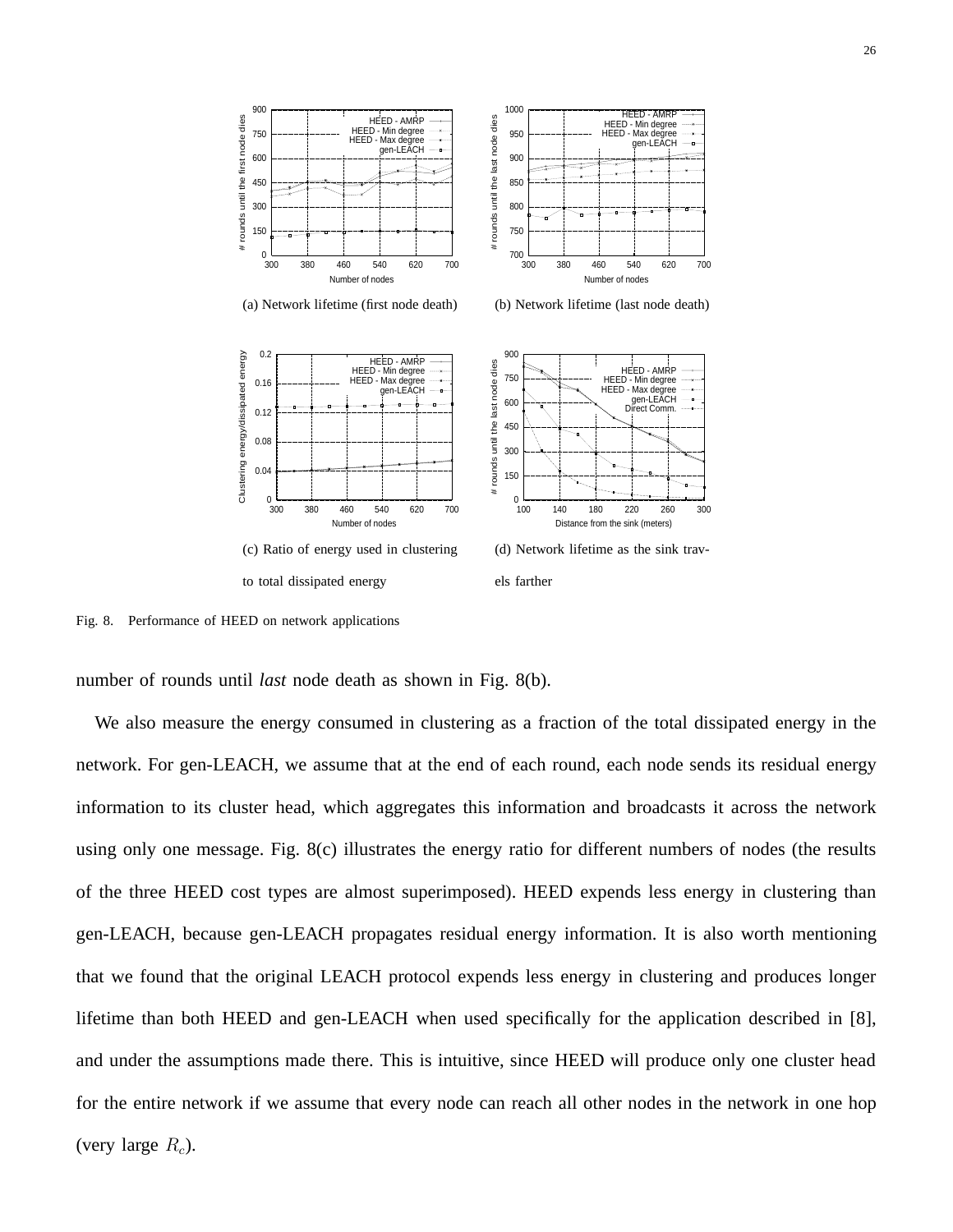(a) Network lifetime (first node death)

(b) Network lifetime (last node death)

(c) Ratio of energy used in clustering to total dissipated energy

(d) Network lifetime as the sink travels farther

Fig. 8. Performance of HEED on network applications

number of rounds until *last* node death as shown in Fig. 8(b).

We also measure the energy consumed in clustering as a fraction of the total dissipated energy in the network. For gen-LEACH, we assume that at the end of each round, each node sends its residual energy information to its cluster head, which aggregates this information and broadcasts it across the network using only one message. Fig. 8(c) illustrates the energy ratio for different numbers of nodes (the results of the three HEED cost types are almost superimposed). HEED expends less energy in clustering than gen-LEACH, because gen-LEACH propagates residual energy information. It is also worth mentioning that we found that the original LEACH protocol expends less energy in clustering and produces longer lifetime than both HEED and gen-LEACH when used specifically for the application described in [8], and under the assumptions made there. This is intuitive, since HEED will produce only one cluster head for the entire network if we assume that every node can reach all other nodes in the network in one hop (very large $R_c$).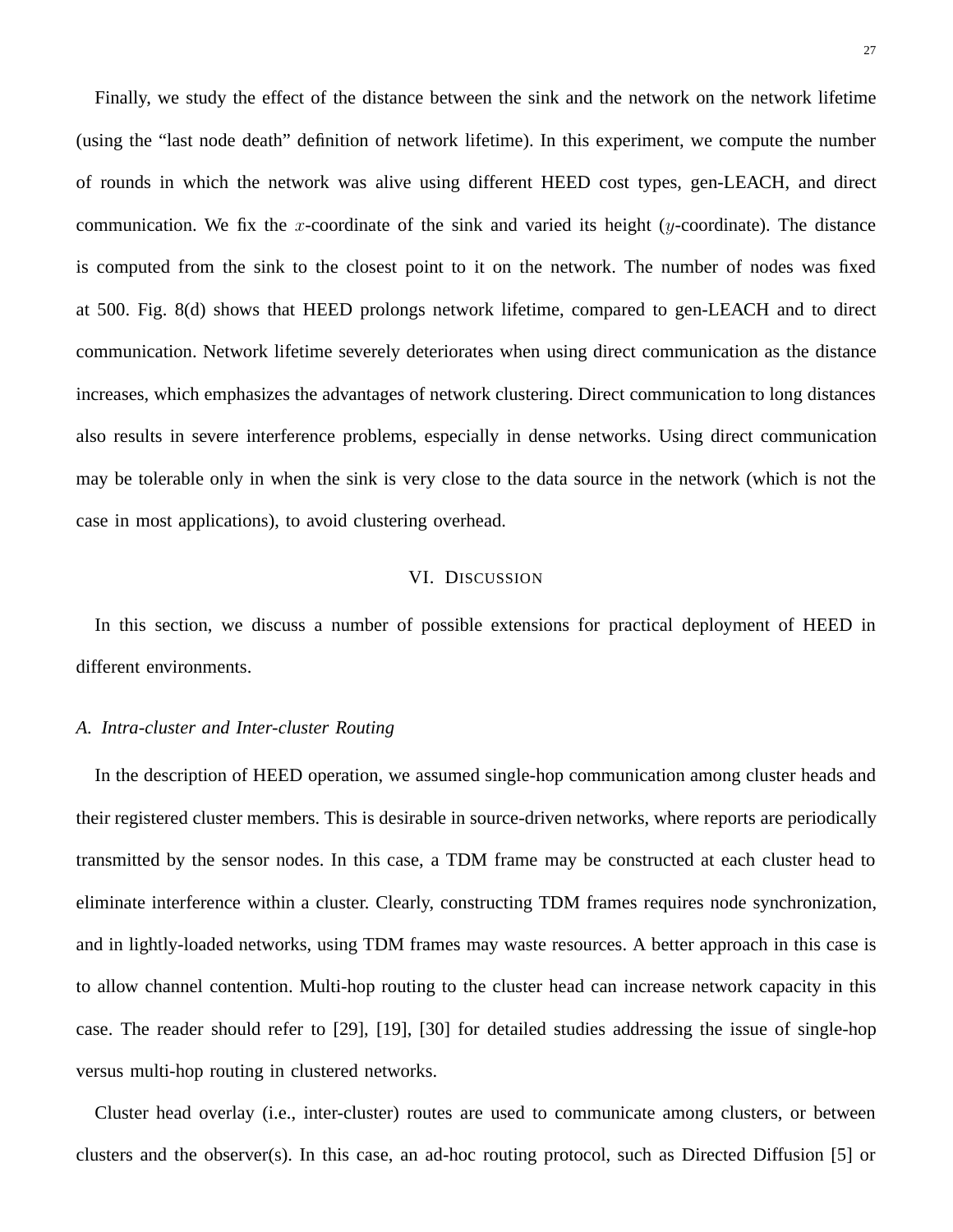Finally, we study the effect of the distance between the sink and the network on the network lifetime (using the "last node death" definition of network lifetime). In this experiment, we compute the number of rounds in which the network was alive using different HEED cost types, gen-LEACH, and direct communication. We fix the $x$-coordinate of the sink and varied its height ($y$-coordinate). The distance is computed from the sink to the closest point to it on the network. The number of nodes was fixed at 500. Fig. 8(d) shows that HEED prolongs network lifetime, compared to gen-LEACH and to direct communication. Network lifetime severely deteriorates when using direct communication as the distance increases, which emphasizes the advantages of network clustering. Direct communication to long distances also results in severe interference problems, especially in dense networks. Using direct communication may be tolerable only in when the sink is very close to the data source in the network (which is not the case in most applications), to avoid clustering overhead.

## VI. Discussion

In this section, we discuss a number of possible extensions for practical deployment of HEED in different environments.

### *A. Intra-cluster and Inter-cluster Routing*

In the description of HEED operation, we assumed single-hop communication among cluster heads and their registered cluster members. This is desirable in source-driven networks, where reports are periodically transmitted by the sensor nodes. In this case, a TDM frame may be constructed at each cluster head to eliminate interference within a cluster. Clearly, constructing TDM frames requires node synchronization, and in lightly-loaded networks, using TDM frames may waste resources. A better approach in this case is to allow channel contention. Multi-hop routing to the cluster head can increase network capacity in this case. The reader should refer to [29], [19], [30] for detailed studies addressing the issue of single-hop versus multi-hop routing in clustered networks.

Cluster head overlay (i.e., inter-cluster) routes are used to communicate among clusters, or between clusters and the observer(s). In this case, an ad-hoc routing protocol, such as Directed Diffusion [5] or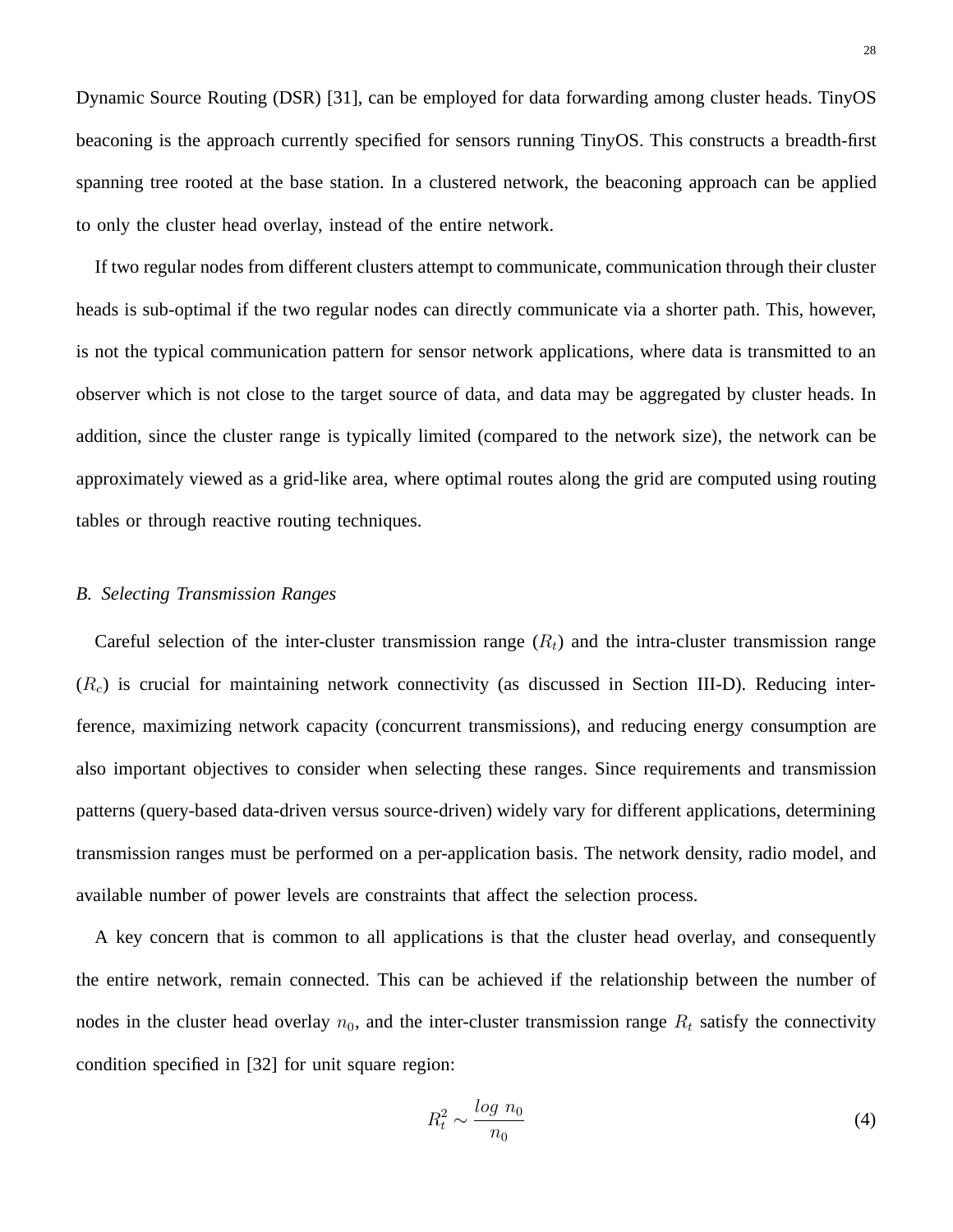Dynamic Source Routing (DSR) [31], can be employed for data forwarding among cluster heads. TinyOS beaconing is the approach currently specified for sensors running TinyOS. This constructs a breadth-first spanning tree rooted at the base station. In a clustered network, the beaconing approach can be applied to only the cluster head overlay, instead of the entire network.

If two regular nodes from different clusters attempt to communicate, communication through their cluster heads is sub-optimal if the two regular nodes can directly communicate via a shorter path. This, however, is not the typical communication pattern for sensor network applications, where data is transmitted to an observer which is not close to the target source of data, and data may be aggregated by cluster heads. In addition, since the cluster range is typically limited (compared to the network size), the network can be approximately viewed as a grid-like area, where optimal routes along the grid are computed using routing tables or through reactive routing techniques.

### *B. Selecting Transmission Ranges*

Careful selection of the inter-cluster transmission range ($R_t$) and the intra-cluster transmission range ($R_c$) is crucial for maintaining network connectivity (as discussed in Section III-D). Reducing interference, maximizing network capacity (concurrent transmissions), and reducing energy consumption are also important objectives to consider when selecting these ranges. Since requirements and transmission patterns (query-based data-driven versus source-driven) widely vary for different applications, determining transmission ranges must be performed on a per-application basis. The network density, radio model, and available number of power levels are constraints that affect the selection process.

A key concern that is common to all applications is that the cluster head overlay, and consequently the entire network, remain connected. This can be achieved if the relationship between the number of nodes in the cluster head overlay $n_0$, and the inter-cluster transmission range $R_t$ satisfy the connectivity condition specified in [32] for unit square region:

$$R_t^2 \sim \frac{log\ n_0}{n_0} \tag{4}$$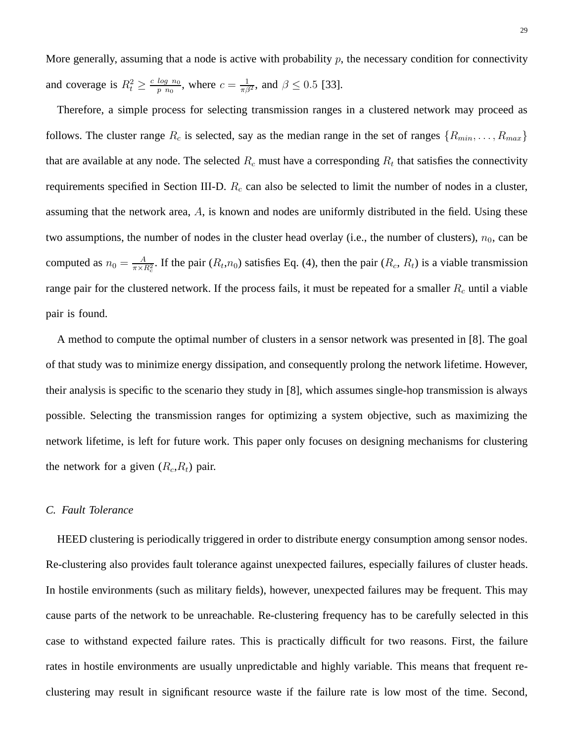More generally, assuming that a node is active with probability $p$, the necessary condition for connectivity and coverage is $R_t^2 \geq \frac{c \ log \ n_0}{p \ n_0}$, where $c = \frac{1}{\pi \beta^2}$, and $\beta \leq 0.5$ [33].

Therefore, a simple process for selecting transmission ranges in a clustered network may proceed as follows. The cluster range $R_c$ is selected, say as the median range in the set of ranges $\{R_{min}, \ldots, R_{max}\}$ that are available at any node. The selected $R_c$ must have a corresponding $R_t$ that satisfies the connectivity requirements specified in Section III-D. $R_c$ can also be selected to limit the number of nodes in a cluster, assuming that the network area, $A$, is known and nodes are uniformly distributed in the field. Using these two assumptions, the number of nodes in the cluster head overlay (i.e., the number of clusters), $n_0$, can be computed as $n_0 = \frac{A}{\pi \times R_c^2}$. If the pair ($R_t$,$n_0$) satisfies Eq. (4), then the pair ($R_c$, $R_t$) is a viable transmission range pair for the clustered network. If the process fails, it must be repeated for a smaller $R_c$ until a viable pair is found.

A method to compute the optimal number of clusters in a sensor network was presented in [8]. The goal of that study was to minimize energy dissipation, and consequently prolong the network lifetime. However, their analysis is specific to the scenario they study in [8], which assumes single-hop transmission is always possible. Selecting the transmission ranges for optimizing a system objective, such as maximizing the network lifetime, is left for future work. This paper only focuses on designing mechanisms for clustering the network for a given ($R_c$,$R_t$) pair.

### *C. Fault Tolerance*

HEED clustering is periodically triggered in order to distribute energy consumption among sensor nodes. Re-clustering also provides fault tolerance against unexpected failures, especially failures of cluster heads. In hostile environments (such as military fields), however, unexpected failures may be frequent. This may cause parts of the network to be unreachable. Re-clustering frequency has to be carefully selected in this case to withstand expected failure rates. This is practically difficult for two reasons. First, the failure rates in hostile environments are usually unpredictable and highly variable. This means that frequent re-clustering may result in significant resource waste if the failure rate is low most of the time. Second,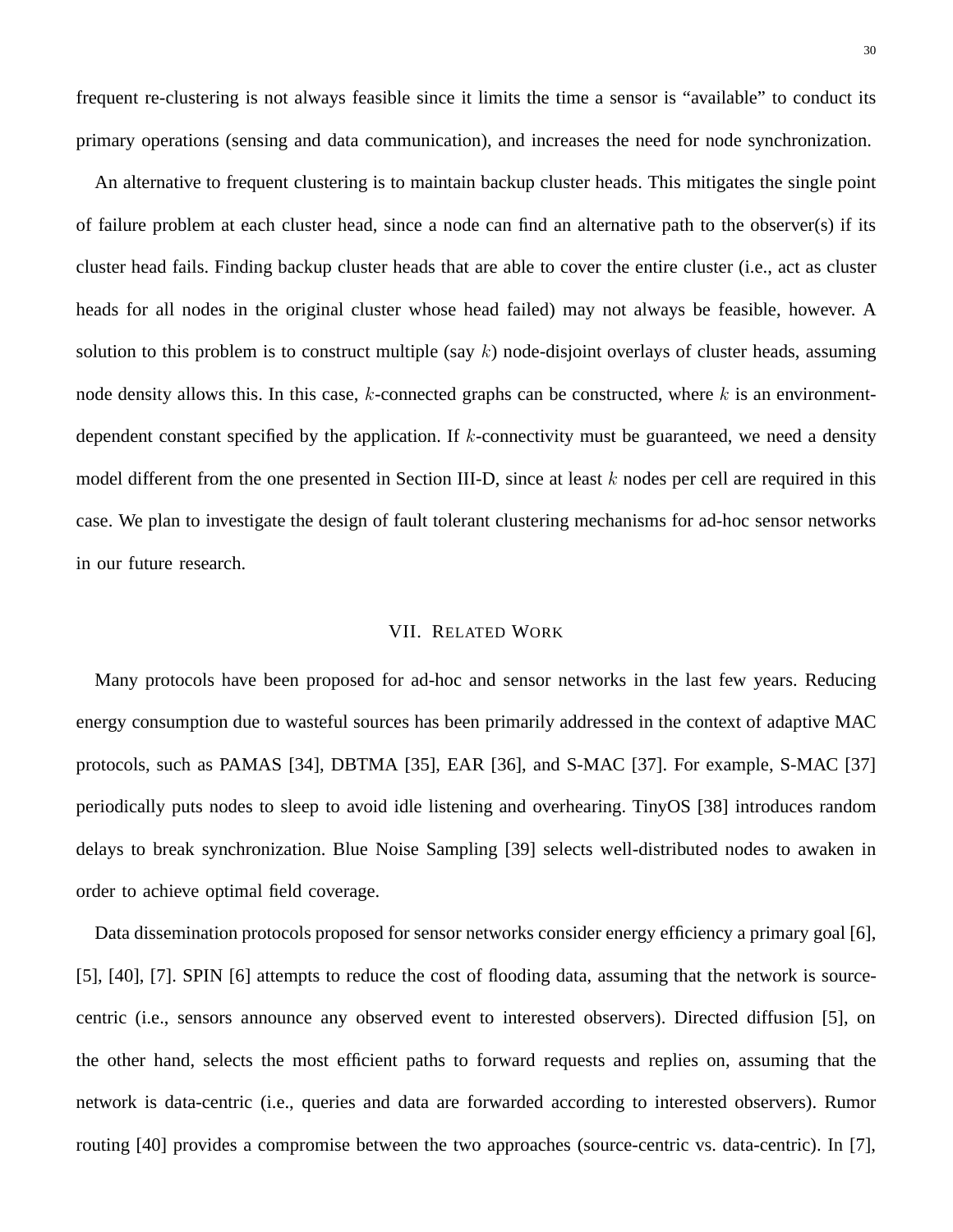frequent re-clustering is not always feasible since it limits the time a sensor is "available" to conduct its primary operations (sensing and data communication), and increases the need for node synchronization.

An alternative to frequent clustering is to maintain backup cluster heads. This mitigates the single point of failure problem at each cluster head, since a node can find an alternative path to the observer(s) if its cluster head fails. Finding backup cluster heads that are able to cover the entire cluster (i.e., act as cluster heads for all nodes in the original cluster whose head failed) may not always be feasible, however. A solution to this problem is to construct multiple (say $k$) node-disjoint overlays of cluster heads, assuming node density allows this. In this case, $k$-connected graphs can be constructed, where $k$ is an environment-dependent constant specified by the application. If $k$-connectivity must be guaranteed, we need a density model different from the one presented in Section III-D, since at least $k$ nodes per cell are required in this case. We plan to investigate the design of fault tolerant clustering mechanisms for ad-hoc sensor networks in our future research.

## VII. Related Work

Many protocols have been proposed for ad-hoc and sensor networks in the last few years. Reducing energy consumption due to wasteful sources has been primarily addressed in the context of adaptive MAC protocols, such as PAMAS [34], DBTMA [35], EAR [36], and S-MAC [37]. For example, S-MAC [37] periodically puts nodes to sleep to avoid idle listening and overhearing. TinyOS [38] introduces random delays to break synchronization. Blue Noise Sampling [39] selects well-distributed nodes to awaken in order to achieve optimal field coverage.

Data dissemination protocols proposed for sensor networks consider energy efficiency a primary goal [6], [5], [40], [7]. SPIN [6] attempts to reduce the cost of flooding data, assuming that the network is source-centric (i.e., sensors announce any observed event to interested observers). Directed diffusion [5], on the other hand, selects the most efficient paths to forward requests and replies on, assuming that the network is data-centric (i.e., queries and data are forwarded according to interested observers). Rumor routing [40] provides a compromise between the two approaches (source-centric vs. data-centric). In [7],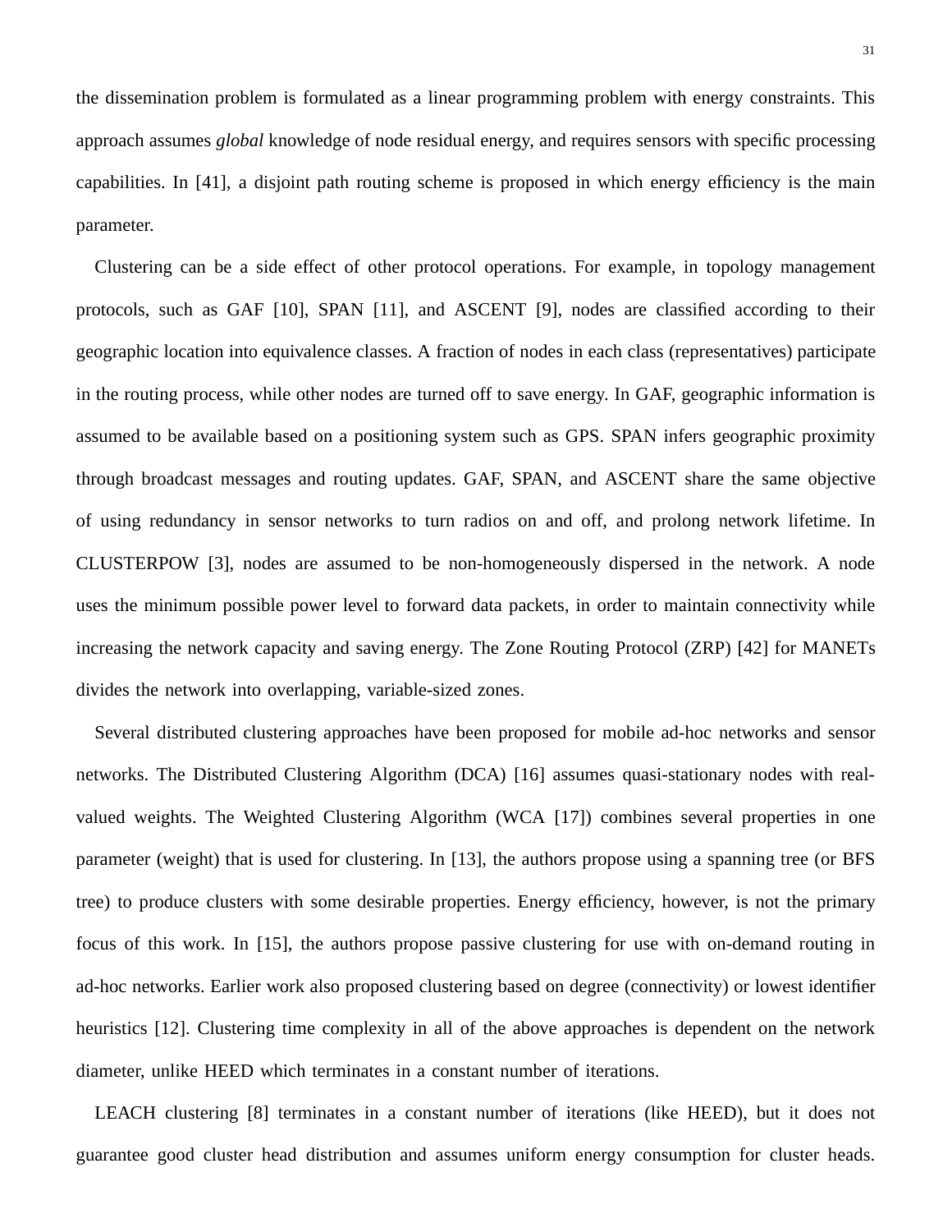the dissemination problem is formulated as a linear programming problem with energy constraints. This approach assumes *global* knowledge of node residual energy, and requires sensors with specific processing capabilities. In [41], a disjoint path routing scheme is proposed in which energy efficiency is the main parameter.

Clustering can be a side effect of other protocol operations. For example, in topology management protocols, such as GAF [10], SPAN [11], and ASCENT [9], nodes are classified according to their geographic location into equivalence classes. A fraction of nodes in each class (representatives) participate in the routing process, while other nodes are turned off to save energy. In GAF, geographic information is assumed to be available based on a positioning system such as GPS. SPAN infers geographic proximity through broadcast messages and routing updates. GAF, SPAN, and ASCENT share the same objective of using redundancy in sensor networks to turn radios on and off, and prolong network lifetime. In CLUSTERPOW [3], nodes are assumed to be non-homogeneously dispersed in the network. A node uses the minimum possible power level to forward data packets, in order to maintain connectivity while increasing the network capacity and saving energy. The Zone Routing Protocol (ZRP) [42] for MANETs divides the network into overlapping, variable-sized zones.

Several distributed clustering approaches have been proposed for mobile ad-hoc networks and sensor networks. The Distributed Clustering Algorithm (DCA) [16] assumes quasi-stationary nodes with real-valued weights. The Weighted Clustering Algorithm (WCA [17]) combines several properties in one parameter (weight) that is used for clustering. In [13], the authors propose using a spanning tree (or BFS tree) to produce clusters with some desirable properties. Energy efficiency, however, is not the primary focus of this work. In [15], the authors propose passive clustering for use with on-demand routing in ad-hoc networks. Earlier work also proposed clustering based on degree (connectivity) or lowest identifier heuristics [12]. Clustering time complexity in all of the above approaches is dependent on the network diameter, unlike HEED which terminates in a constant number of iterations.

LEACH clustering [8] terminates in a constant number of iterations (like HEED), but it does not guarantee good cluster head distribution and assumes uniform energy consumption for cluster heads.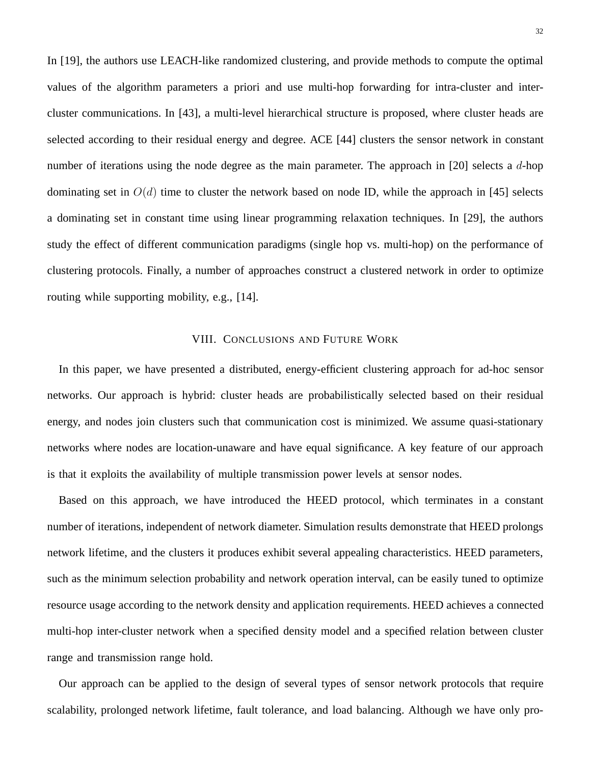In [19], the authors use LEACH-like randomized clustering, and provide methods to compute the optimal values of the algorithm parameters a priori and use multi-hop forwarding for intra-cluster and inter-cluster communications. In [43], a multi-level hierarchical structure is proposed, where cluster heads are selected according to their residual energy and degree. ACE [44] clusters the sensor network in constant number of iterations using the node degree as the main parameter. The approach in [20] selects a $d$-hop dominating set in $O(d)$ time to cluster the network based on node ID, while the approach in [45] selects a dominating set in constant time using linear programming relaxation techniques. In [29], the authors study the effect of different communication paradigms (single hop vs. multi-hop) on the performance of clustering protocols. Finally, a number of approaches construct a clustered network in order to optimize routing while supporting mobility, e.g., [14].

## VIII. Conclusions and Future Work

In this paper, we have presented a distributed, energy-efficient clustering approach for ad-hoc sensor networks. Our approach is hybrid: cluster heads are probabilistically selected based on their residual energy, and nodes join clusters such that communication cost is minimized. We assume quasi-stationary networks where nodes are location-unaware and have equal significance. A key feature of our approach is that it exploits the availability of multiple transmission power levels at sensor nodes.

Based on this approach, we have introduced the HEED protocol, which terminates in a constant number of iterations, independent of network diameter. Simulation results demonstrate that HEED prolongs network lifetime, and the clusters it produces exhibit several appealing characteristics. HEED parameters, such as the minimum selection probability and network operation interval, can be easily tuned to optimize resource usage according to the network density and application requirements. HEED achieves a connected multi-hop inter-cluster network when a specified density model and a specified relation between cluster range and transmission range hold.

Our approach can be applied to the design of several types of sensor network protocols that require scalability, prolonged network lifetime, fault tolerance, and load balancing. Although we have only pro-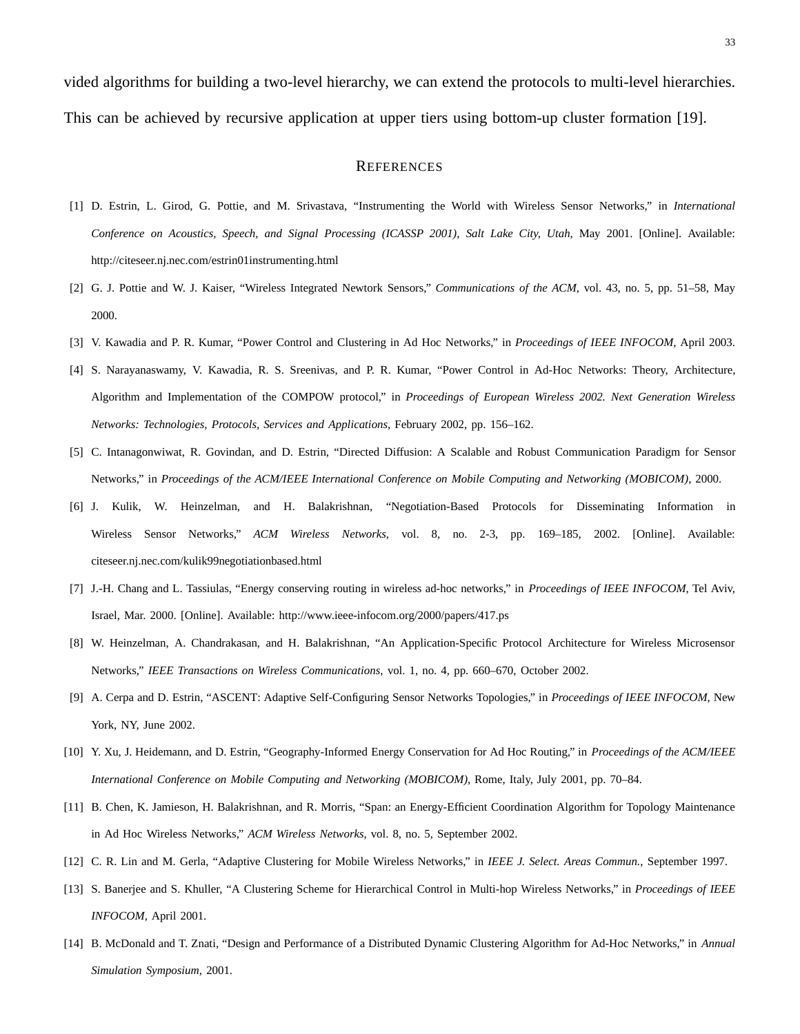vided algorithms for building a two-level hierarchy, we can extend the protocols to multi-level hierarchies. This can be achieved by recursive application at upper tiers using bottom-up cluster formation [19].

## REFERENCES

[1] D. Estrin, L. Girod, G. Pottie, and M. Srivastava, "Instrumenting the World with Wireless Sensor Networks," in *International Conference on Acoustics, Speech, and Signal Processing (ICASSP 2001), Salt Lake City, Utah*, May 2001. [Online]. Available: http://citeseer.nj.nec.com/estrin01instrumenting.html

[2] G. J. Pottie and W. J. Kaiser, "Wireless Integrated Newtork Sensors," *Communications of the ACM*, vol. 43, no. 5, pp. 51–58, May 2000.

[3] V. Kawadia and P. R. Kumar, "Power Control and Clustering in Ad Hoc Networks," in *Proceedings of IEEE INFOCOM*, April 2003.

[4] S. Narayanaswamy, V. Kawadia, R. S. Sreenivas, and P. R. Kumar, "Power Control in Ad-Hoc Networks: Theory, Architecture, Algorithm and Implementation of the COMPOW protocol," in *Proceedings of European Wireless 2002. Next Generation Wireless Networks: Technologies, Protocols, Services and Applications*, February 2002, pp. 156–162.

[5] C. Intanagonwiwat, R. Govindan, and D. Estrin, "Directed Diffusion: A Scalable and Robust Communication Paradigm for Sensor Networks," in *Proceedings of the ACM/IEEE International Conference on Mobile Computing and Networking (MOBICOM)*, 2000.

[6] J. Kulik, W. Heinzelman, and H. Balakrishnan, "Negotiation-Based Protocols for Disseminating Information in Wireless Sensor Networks," *ACM Wireless Networks*, vol. 8, no. 2-3, pp. 169–185, 2002. [Online]. Available: citeseer.nj.nec.com/kulik99negotiationbased.html

[7] J.-H. Chang and L. Tassiulas, "Energy conserving routing in wireless ad-hoc networks," in *Proceedings of IEEE INFOCOM*, Tel Aviv, Israel, Mar. 2000. [Online]. Available: http://www.ieee-infocom.org/2000/papers/417.ps

[8] W. Heinzelman, A. Chandrakasan, and H. Balakrishnan, "An Application-Specific Protocol Architecture for Wireless Microsensor Networks," *IEEE Transactions on Wireless Communications*, vol. 1, no. 4, pp. 660–670, October 2002.

[9] A. Cerpa and D. Estrin, "ASCENT: Adaptive Self-Configuring Sensor Networks Topologies," in *Proceedings of IEEE INFOCOM*, New York, NY, June 2002.

[10] Y. Xu, J. Heidemann, and D. Estrin, "Geography-Informed Energy Conservation for Ad Hoc Routing," in *Proceedings of the ACM/IEEE International Conference on Mobile Computing and Networking (MOBICOM)*, Rome, Italy, July 2001, pp. 70–84.

[11] B. Chen, K. Jamieson, H. Balakrishnan, and R. Morris, "Span: an Energy-Efficient Coordination Algorithm for Topology Maintenance in Ad Hoc Wireless Networks," *ACM Wireless Networks*, vol. 8, no. 5, September 2002.

[12] C. R. Lin and M. Gerla, "Adaptive Clustering for Mobile Wireless Networks," in *IEEE J. Select. Areas Commun.*, September 1997.

[13] S. Banerjee and S. Khuller, "A Clustering Scheme for Hierarchical Control in Multi-hop Wireless Networks," in *Proceedings of IEEE INFOCOM*, April 2001.

[14] B. McDonald and T. Znati, "Design and Performance of a Distributed Dynamic Clustering Algorithm for Ad-Hoc Networks," in *Annual Simulation Symposium*, 2001.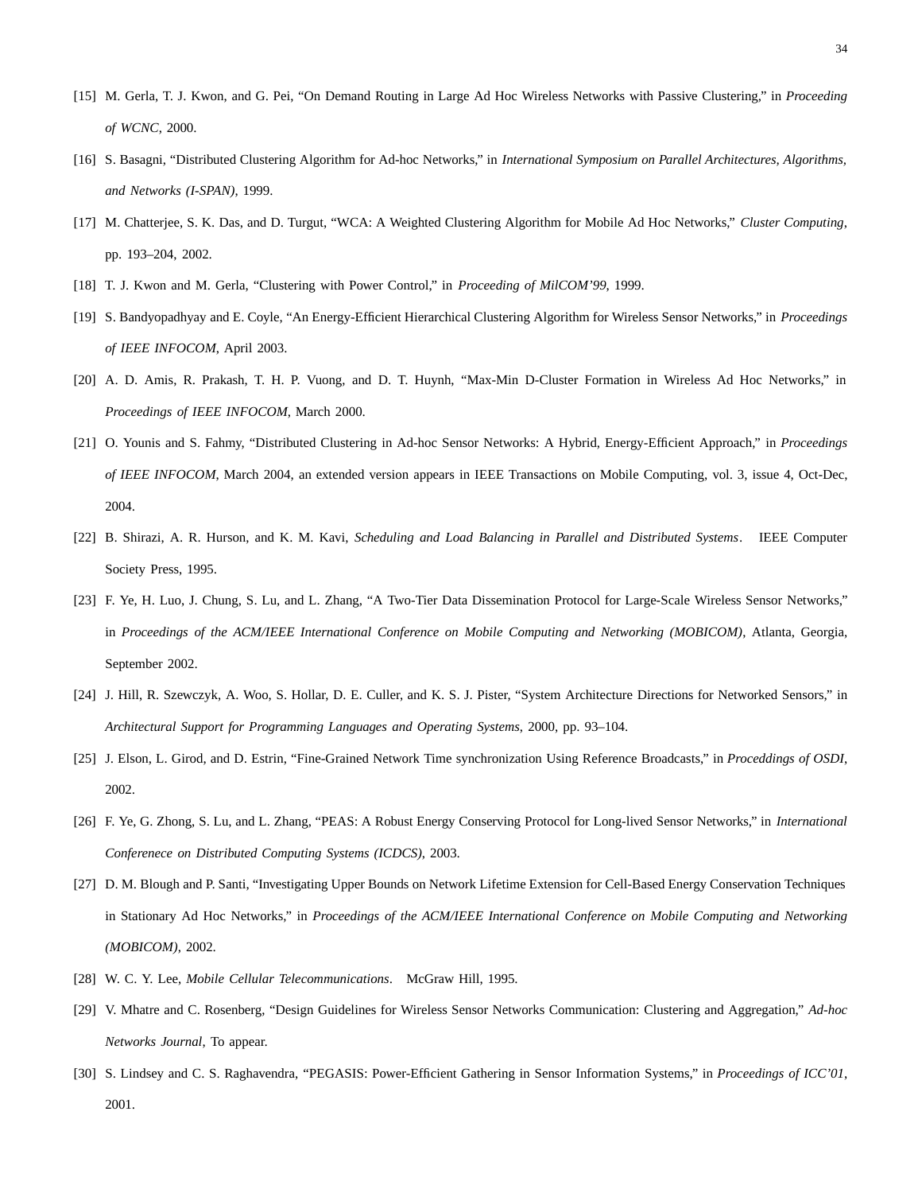[15] M. Gerla, T. J. Kwon, and G. Pei, "On Demand Routing in Large Ad Hoc Wireless Networks with Passive Clustering," in *Proceeding of WCNC*, 2000.

[16] S. Basagni, "Distributed Clustering Algorithm for Ad-hoc Networks," in *International Symposium on Parallel Architectures, Algorithms, and Networks (I-SPAN)*, 1999.

[17] M. Chatterjee, S. K. Das, and D. Turgut, "WCA: A Weighted Clustering Algorithm for Mobile Ad Hoc Networks," *Cluster Computing*, pp. 193–204, 2002.

[18] T. J. Kwon and M. Gerla, "Clustering with Power Control," in *Proceeding of MilCOM'99*, 1999.

[19] S. Bandyopadhyay and E. Coyle, "An Energy-Efficient Hierarchical Clustering Algorithm for Wireless Sensor Networks," in *Proceedings of IEEE INFOCOM*, April 2003.

[20] A. D. Amis, R. Prakash, T. H. P. Vuong, and D. T. Huynh, "Max-Min D-Cluster Formation in Wireless Ad Hoc Networks," in *Proceedings of IEEE INFOCOM*, March 2000.

[21] O. Younis and S. Fahmy, "Distributed Clustering in Ad-hoc Sensor Networks: A Hybrid, Energy-Efficient Approach," in *Proceedings of IEEE INFOCOM*, March 2004, an extended version appears in IEEE Transactions on Mobile Computing, vol. 3, issue 4, Oct-Dec, 2004.

[22] B. Shirazi, A. R. Hurson, and K. M. Kavi, *Scheduling and Load Balancing in Parallel and Distributed Systems*. IEEE Computer Society Press, 1995.

[23] F. Ye, H. Luo, J. Chung, S. Lu, and L. Zhang, "A Two-Tier Data Dissemination Protocol for Large-Scale Wireless Sensor Networks," in *Proceedings of the ACM/IEEE International Conference on Mobile Computing and Networking (MOBICOM)*, Atlanta, Georgia, September 2002.

[24] J. Hill, R. Szewczyk, A. Woo, S. Hollar, D. E. Culler, and K. S. J. Pister, "System Architecture Directions for Networked Sensors," in *Architectural Support for Programming Languages and Operating Systems*, 2000, pp. 93–104.

[25] J. Elson, L. Girod, and D. Estrin, "Fine-Grained Network Time synchronization Using Reference Broadcasts," in *Proceddings of OSDI*, 2002.

[26] F. Ye, G. Zhong, S. Lu, and L. Zhang, "PEAS: A Robust Energy Conserving Protocol for Long-lived Sensor Networks," in *International Conferenece on Distributed Computing Systems (ICDCS)*, 2003.

[27] D. M. Blough and P. Santi, "Investigating Upper Bounds on Network Lifetime Extension for Cell-Based Energy Conservation Techniques in Stationary Ad Hoc Networks," in *Proceedings of the ACM/IEEE International Conference on Mobile Computing and Networking (MOBICOM)*, 2002.

[28] W. C. Y. Lee, *Mobile Cellular Telecommunications*. McGraw Hill, 1995.

[29] V. Mhatre and C. Rosenberg, "Design Guidelines for Wireless Sensor Networks Communication: Clustering and Aggregation," *Ad-hoc Networks Journal*, To appear.

[30] S. Lindsey and C. S. Raghavendra, "PEGASIS: Power-Efficient Gathering in Sensor Information Systems," in *Proceedings of ICC'01*, 2001.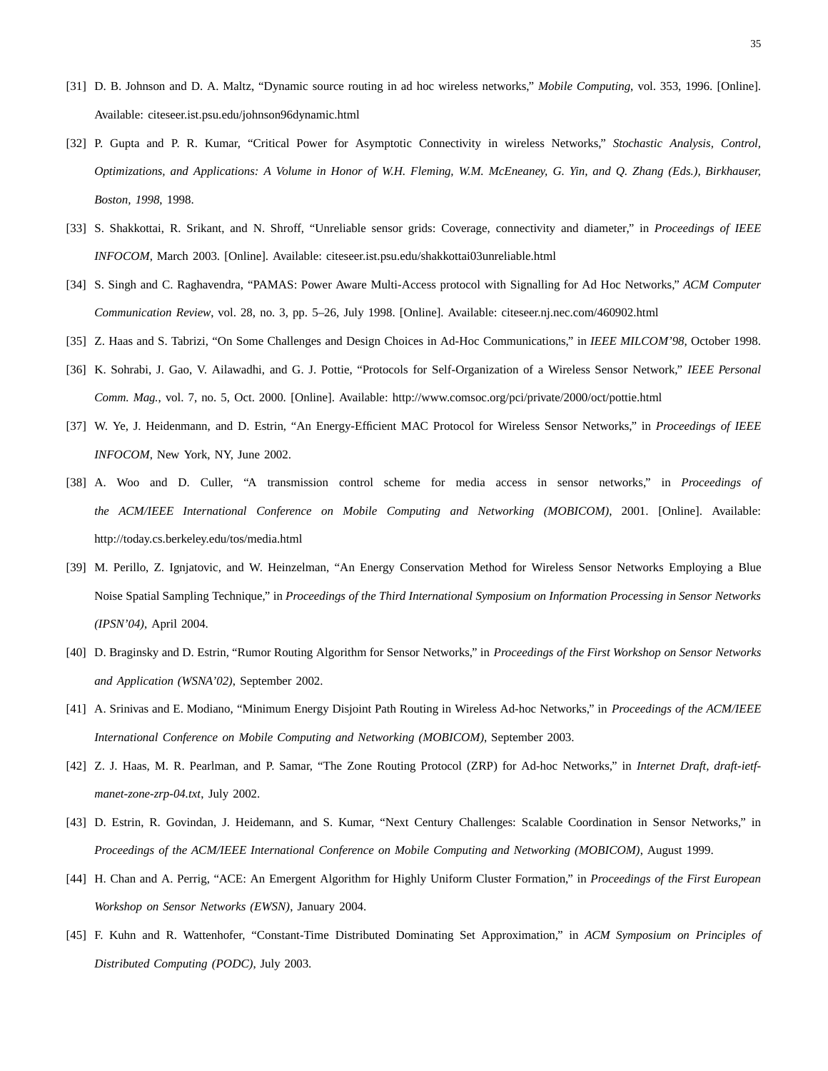[31] D. B. Johnson and D. A. Maltz, "Dynamic source routing in ad hoc wireless networks," *Mobile Computing*, vol. 353, 1996. [Online]. Available: citeseer.ist.psu.edu/johnson96dynamic.html

[32] P. Gupta and P. R. Kumar, "Critical Power for Asymptotic Connectivity in wireless Networks," *Stochastic Analysis, Control, Optimizations, and Applications: A Volume in Honor of W.H. Fleming, W.M. McEneaney, G. Yin, and Q. Zhang (Eds.), Birkhauser, Boston, 1998*, 1998.

[33] S. Shakkottai, R. Srikant, and N. Shroff, "Unreliable sensor grids: Coverage, connectivity and diameter," in *Proceedings of IEEE INFOCOM*, March 2003. [Online]. Available: citeseer.ist.psu.edu/shakkottai03unreliable.html

[34] S. Singh and C. Raghavendra, "PAMAS: Power Aware Multi-Access protocol with Signalling for Ad Hoc Networks," *ACM Computer Communication Review*, vol. 28, no. 3, pp. 5–26, July 1998. [Online]. Available: citeseer.nj.nec.com/460902.html

[35] Z. Haas and S. Tabrizi, "On Some Challenges and Design Choices in Ad-Hoc Communications," in *IEEE MILCOM'98*, October 1998.

[36] K. Sohrabi, J. Gao, V. Ailawadhi, and G. J. Pottie, "Protocols for Self-Organization of a Wireless Sensor Network," *IEEE Personal Comm. Mag.*, vol. 7, no. 5, Oct. 2000. [Online]. Available: http://www.comsoc.org/pci/private/2000/oct/pottie.html

[37] W. Ye, J. Heidenmann, and D. Estrin, "An Energy-Efficient MAC Protocol for Wireless Sensor Networks," in *Proceedings of IEEE INFOCOM*, New York, NY, June 2002.

[38] A. Woo and D. Culler, "A transmission control scheme for media access in sensor networks," in *Proceedings of the ACM/IEEE International Conference on Mobile Computing and Networking (MOBICOM)*, 2001. [Online]. Available: http://today.cs.berkeley.edu/tos/media.html

[39] M. Perillo, Z. Ignjatovic, and W. Heinzelman, "An Energy Conservation Method for Wireless Sensor Networks Employing a Blue Noise Spatial Sampling Technique," in *Proceedings of the Third International Symposium on Information Processing in Sensor Networks (IPSN'04)*, April 2004.

[40] D. Braginsky and D. Estrin, "Rumor Routing Algorithm for Sensor Networks," in *Proceedings of the First Workshop on Sensor Networks and Application (WSNA'02)*, September 2002.

[41] A. Srinivas and E. Modiano, "Minimum Energy Disjoint Path Routing in Wireless Ad-hoc Networks," in *Proceedings of the ACM/IEEE International Conference on Mobile Computing and Networking (MOBICOM)*, September 2003.

[42] Z. J. Haas, M. R. Pearlman, and P. Samar, "The Zone Routing Protocol (ZRP) for Ad-hoc Networks," in *Internet Draft, draft-ietf-manet-zone-zrp-04.txt*, July 2002.

[43] D. Estrin, R. Govindan, J. Heidemann, and S. Kumar, "Next Century Challenges: Scalable Coordination in Sensor Networks," in *Proceedings of the ACM/IEEE International Conference on Mobile Computing and Networking (MOBICOM)*, August 1999.

[44] H. Chan and A. Perrig, "ACE: An Emergent Algorithm for Highly Uniform Cluster Formation," in *Proceedings of the First European Workshop on Sensor Networks (EWSN)*, January 2004.

[45] F. Kuhn and R. Wattenhofer, "Constant-Time Distributed Dominating Set Approximation," in *ACM Symposium on Principles of Distributed Computing (PODC)*, July 2003.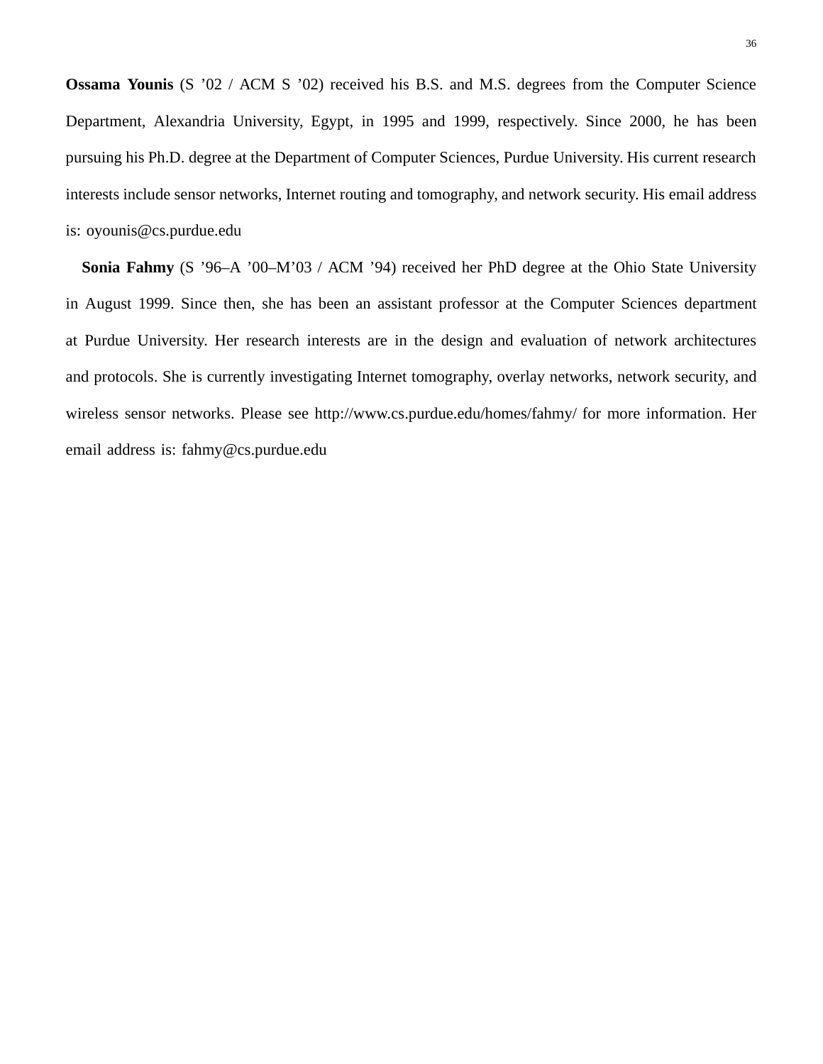**Ossama Younis** (S '02 / ACM S '02) received his B.S. and M.S. degrees from the Computer Science Department, Alexandria University, Egypt, in 1995 and 1999, respectively. Since 2000, he has been pursuing his Ph.D. degree at the Department of Computer Sciences, Purdue University. His current research interests include sensor networks, Internet routing and tomography, and network security. His email address is: oyounis@cs.purdue.edu

**Sonia Fahmy** (S '96–A '00–M'03 / ACM '94) received her PhD degree at the Ohio State University in August 1999. Since then, she has been an assistant professor at the Computer Sciences department at Purdue University. Her research interests are in the design and evaluation of network architectures and protocols. She is currently investigating Internet tomography, overlay networks, network security, and wireless sensor networks. Please see http://www.cs.purdue.edu/homes/fahmy/ for more information. Her email address is: fahmy@cs.purdue.edu